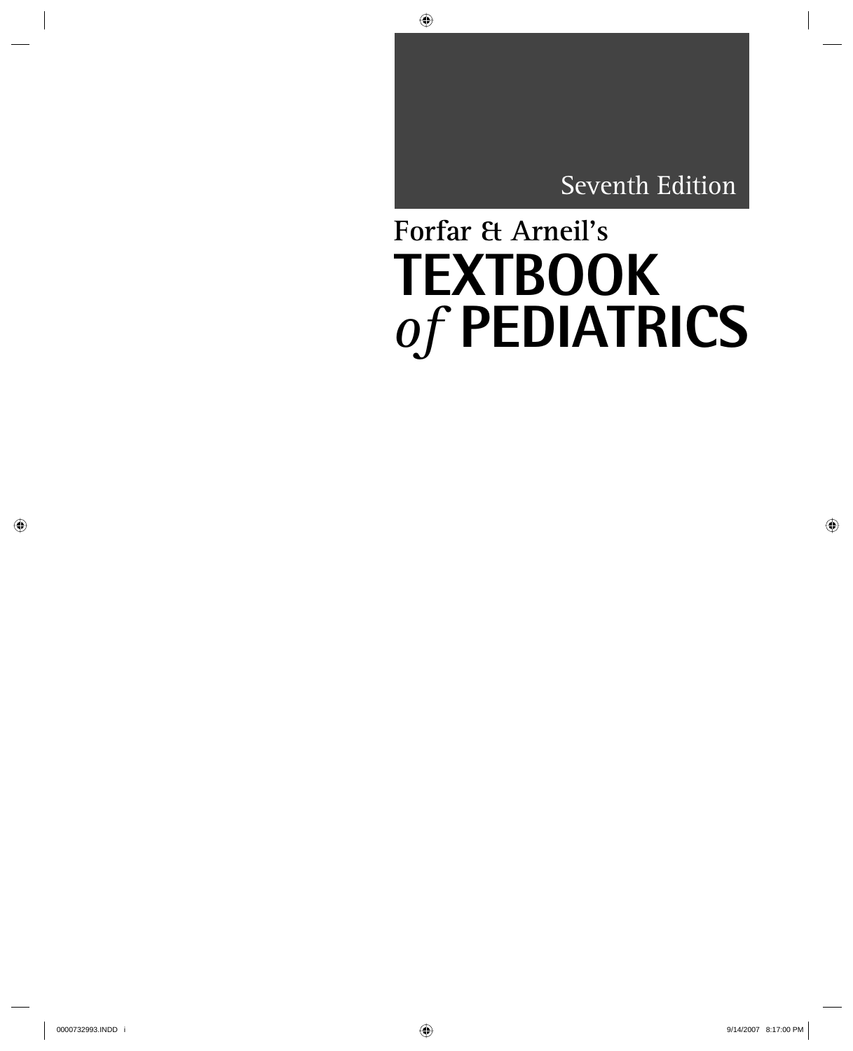Seventh Edition

Forfar & Arneil's

# TEXTBOOK *of* PEDIATRICS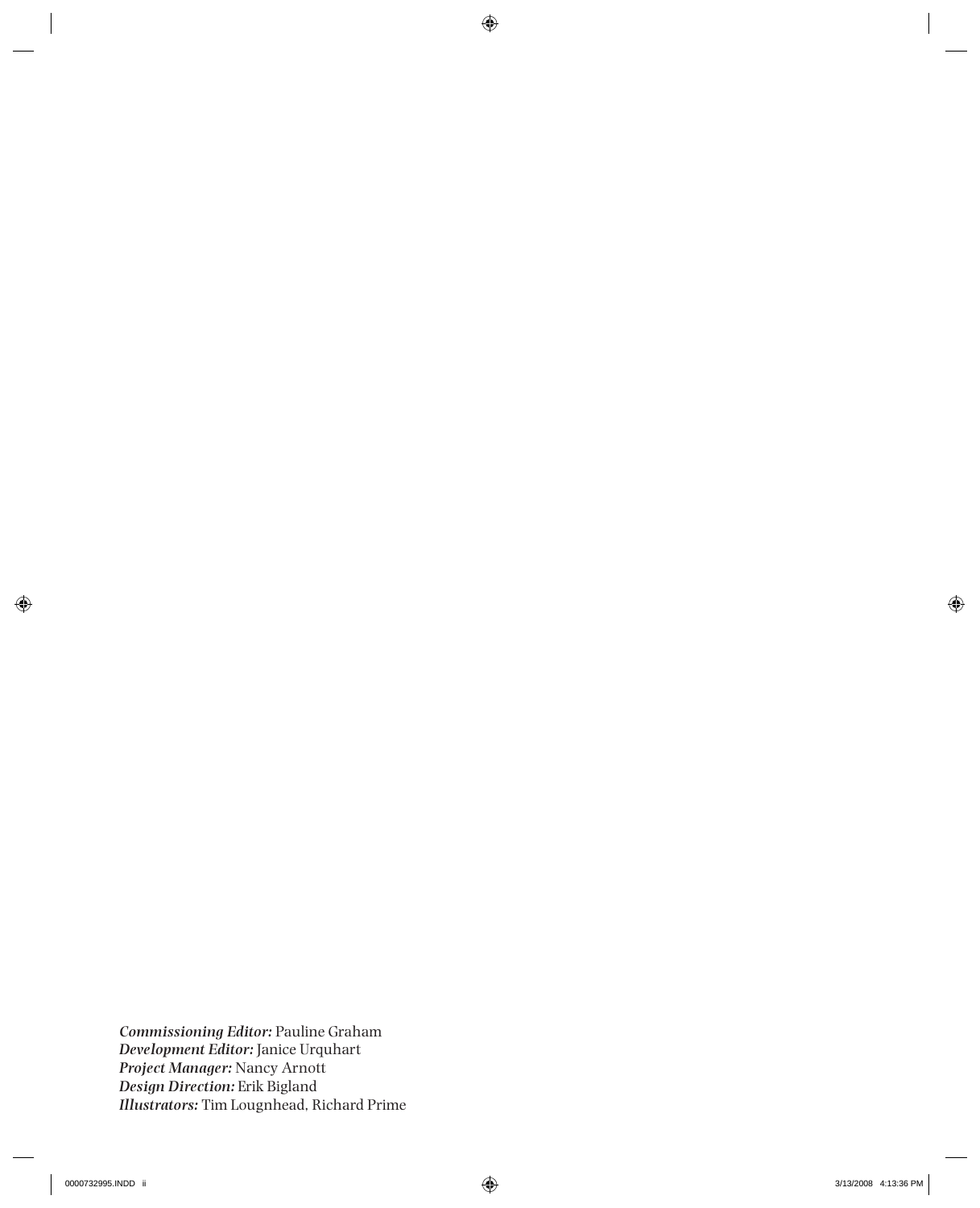***Commissioning Editor:*** Pauline Graham
***Development Editor:*** Janice Urquhart
***Project Manager:*** Nancy Arnott
***Design Direction:*** Erik Bigland
***Illustrators:*** Tim Lougnhead, Richard Prime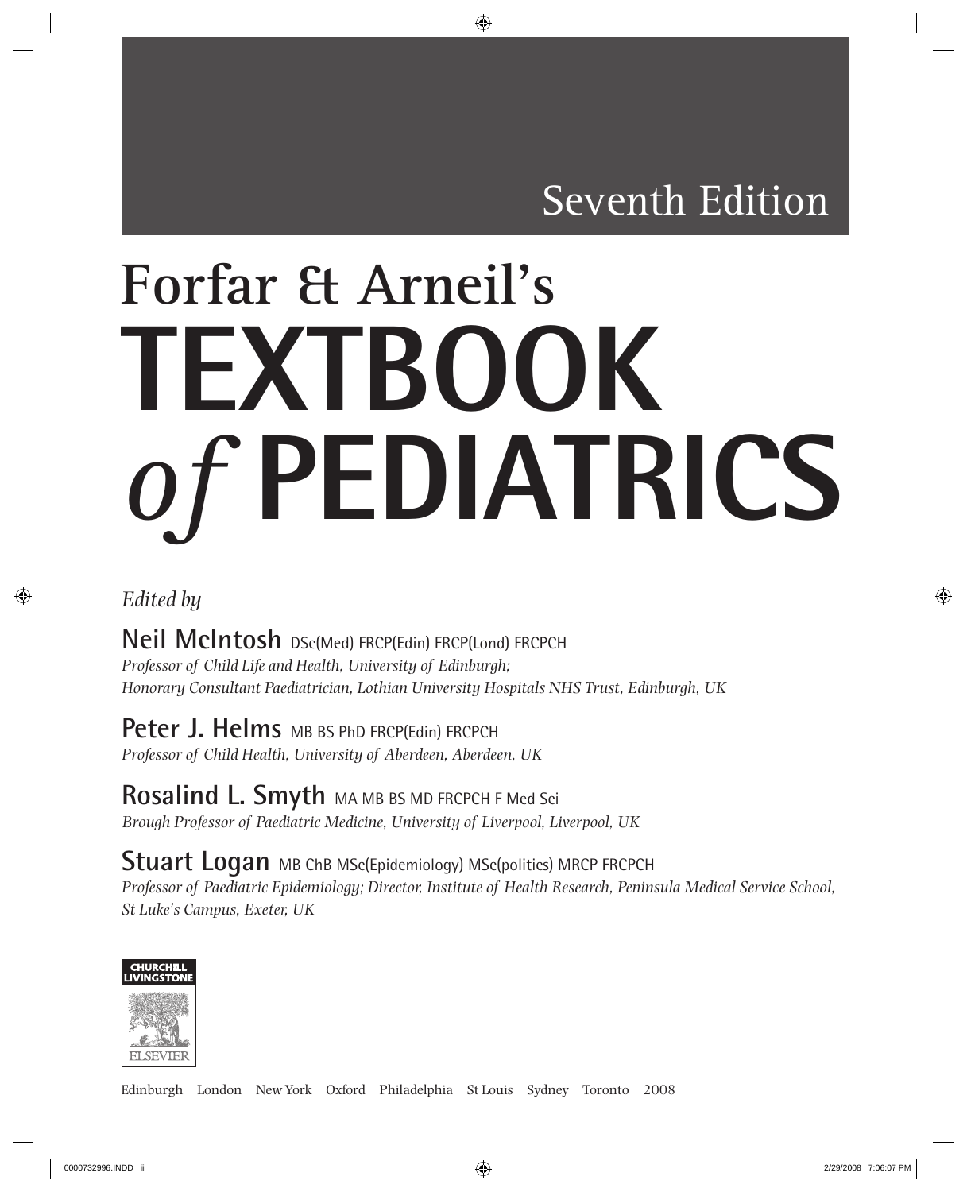Seventh Edition

# Forfar & Arneil's TEXTBOOK *of* PEDIATRICS

*Edited by*

**Neil McIntosh** DSc(Med) FRCP(Edin) FRCP(Lond) FRCPCH
*Professor of Child Life and Health, University of Edinburgh;*
*Honorary Consultant Paediatrician, Lothian University Hospitals NHS Trust, Edinburgh, UK*

**Peter J. Helms** MB BS PhD FRCP(Edin) FRCPCH
*Professor of Child Health, University of Aberdeen, Aberdeen, UK*

**Rosalind L. Smyth** MA MB BS MD FRCPCH F Med Sci
*Brough Professor of Paediatric Medicine, University of Liverpool, Liverpool, UK*

**Stuart Logan** MB ChB MSc(Epidemiology) MSc(politics) MRCP FRCPCH
*Professor of Paediatric Epidemiology; Director, Institute of Health Research, Peninsula Medical Service School, St Luke's Campus, Exeter, UK*

CHURCHILL LIVINGSTONE
ELSEVIER

Edinburgh London New York Oxford Philadelphia St Louis Sydney Toronto 2008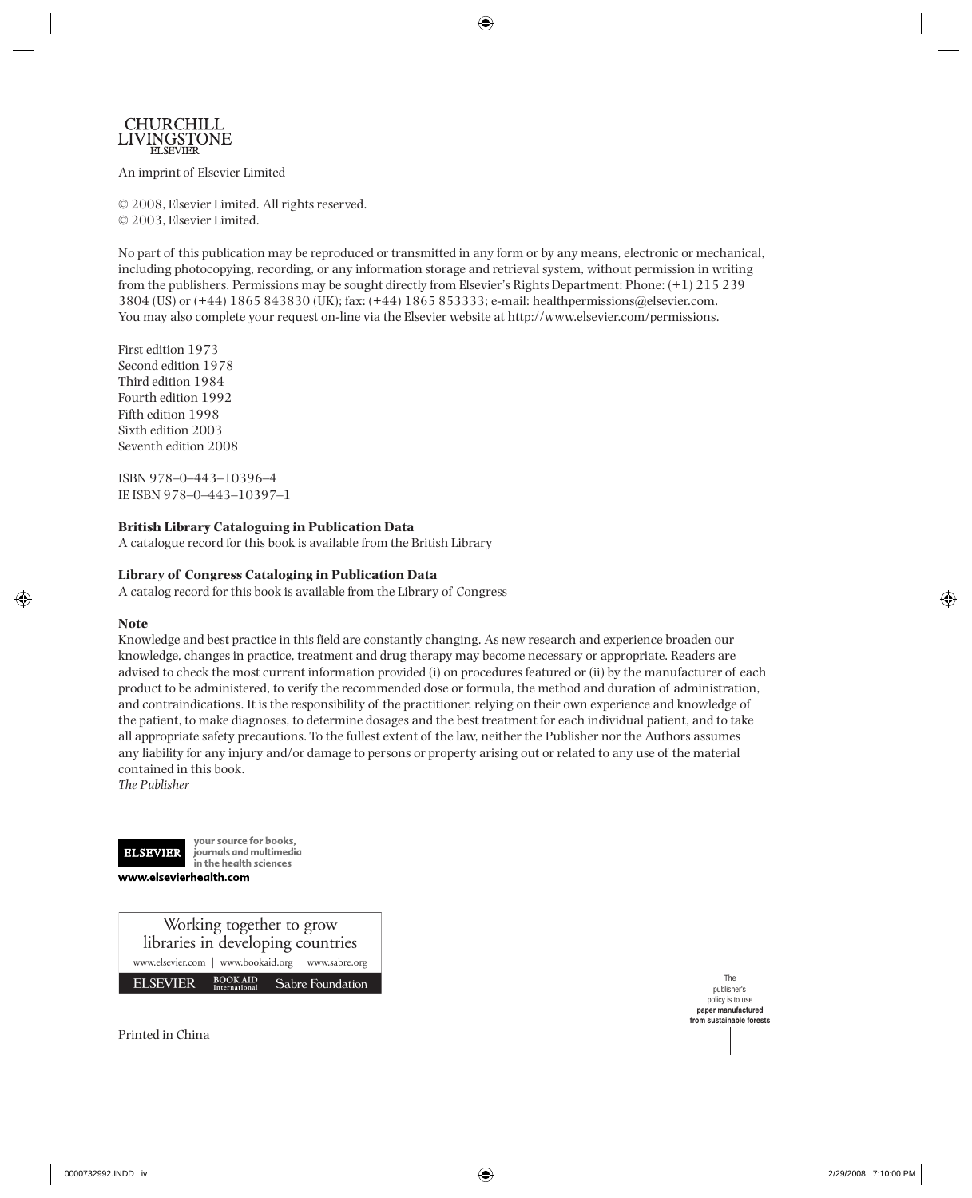CHURCHILL LIVINGSTONE
ELSEVIER

An imprint of Elsevier Limited

© 2008, Elsevier Limited. All rights reserved.
© 2003, Elsevier Limited.

No part of this publication may be reproduced or transmitted in any form or by any means, electronic or mechanical, including photocopying, recording, or any information storage and retrieval system, without permission in writing from the publishers. Permissions may be sought directly from Elsevier's Rights Department: Phone: (+1) 215 239 3804 (US) or (+44) 1865 843830 (UK); fax: (+44) 1865 853333; e-mail: healthpermissions@elsevier.com. You may also complete your request on-line via the Elsevier website at http://www.elsevier.com/permissions.

First edition 1973
Second edition 1978
Third edition 1984
Fourth edition 1992
Fifth edition 1998
Sixth edition 2003
Seventh edition 2008

ISBN 978–0–443–10396–4
IE ISBN 978–0–443–10397–1

**British Library Cataloguing in Publication Data**
A catalogue record for this book is available from the British Library

**Library of Congress Cataloging in Publication Data**
A catalog record for this book is available from the Library of Congress

**Note**
Knowledge and best practice in this field are constantly changing. As new research and experience broaden our knowledge, changes in practice, treatment and drug therapy may become necessary or appropriate. Readers are advised to check the most current information provided (i) on procedures featured or (ii) by the manufacturer of each product to be administered, to verify the recommended dose or formula, the method and duration of administration, and contraindications. It is the responsibility of the practitioner, relying on their own experience and knowledge of the patient, to make diagnoses, to determine dosages and the best treatment for each individual patient, and to take all appropriate safety precautions. To the fullest extent of the law, neither the Publisher nor the Authors assumes any liability for any injury and/or damage to persons or property arising out or related to any use of the material contained in this book.
*The Publisher*

ELSEVIER **your source for books, journals and multimedia in the health sciences**
**www.elsevierhealth.com**

Working together to grow libraries in developing countries
www.elsevier.com | www.bookaid.org | www.sabre.org
ELSEVIER BOOK AID International Sabre Foundation

The publisher's policy is to use **paper manufactured from sustainable forests**

Printed in China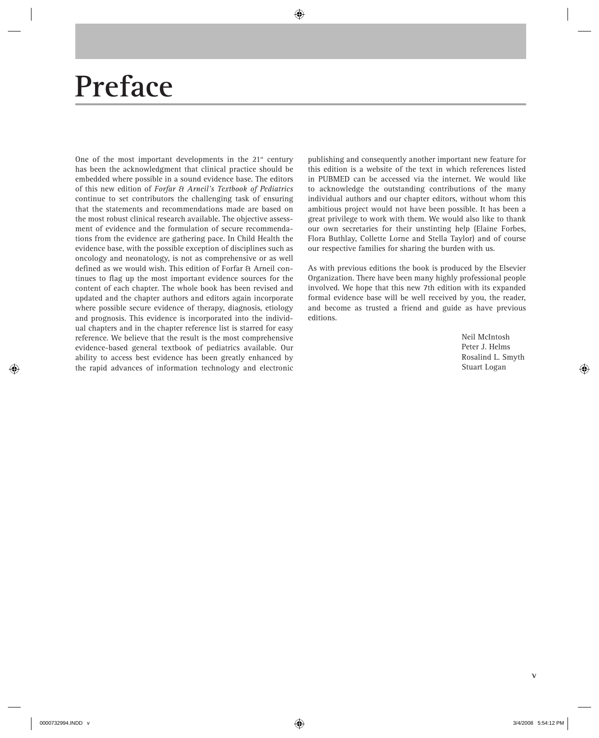# Preface

One of the most important developments in the 21[st] century has been the acknowledgment that clinical practice should be embedded where possible in a sound evidence base. The editors of this new edition of *Forfar & Arneil's Textbook of Pediatrics* continue to set contributors the challenging task of ensuring that the statements and recommendations made are based on the most robust clinical research available. The objective assessment of evidence and the formulation of secure recommendations from the evidence are gathering pace. In Child Health the evidence base, with the possible exception of disciplines such as oncology and neonatology, is not as comprehensive or as well defined as we would wish. This edition of Forfar & Arneil continues to flag up the most important evidence sources for the content of each chapter. The whole book has been revised and updated and the chapter authors and editors again incorporate where possible secure evidence of therapy, diagnosis, etiology and prognosis. This evidence is incorporated into the individual chapters and in the chapter reference list is starred for easy reference. We believe that the result is the most comprehensive evidence-based general textbook of pediatrics available. Our ability to access best evidence has been greatly enhanced by the rapid advances of information technology and electronic publishing and consequently another important new feature for this edition is a website of the text in which references listed in PUBMED can be accessed via the internet. We would like to acknowledge the outstanding contributions of the many individual authors and our chapter editors, without whom this ambitious project would not have been possible. It has been a great privilege to work with them. We would also like to thank our own secretaries for their unstinting help (Elaine Forbes, Flora Buthlay, Collette Lorne and Stella Taylor) and of course our respective families for sharing the burden with us.

As with previous editions the book is produced by the Elsevier Organization. There have been many highly professional people involved. We hope that this new 7th edition with its expanded formal evidence base will be well received by you, the reader, and become as trusted a friend and guide as have previous editions.

Neil McIntosh
Peter J. Helms
Rosalind L. Smyth
Stuart Logan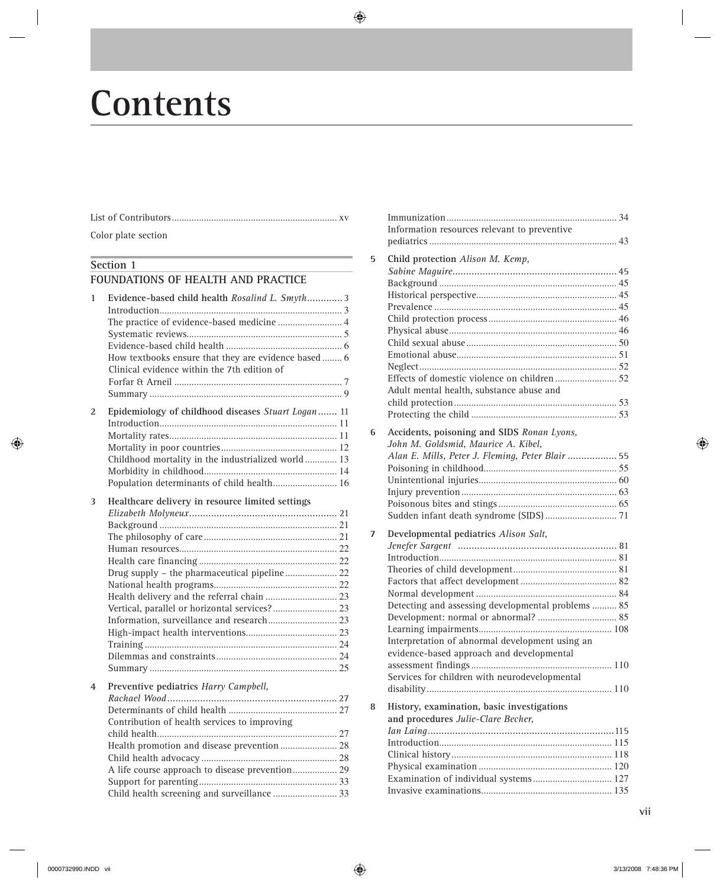# Contents

List of Contributors .................................................................. xv

Color plate section

## Section 1

## FOUNDATIONS OF HEALTH AND PRACTICE

1 **Evidence-based child health** *Rosalind L. Smyth* ............. 3
- Introduction .......................................................................... 3
- The practice of evidence-based medicine .......................... 4
- Systematic reviews .............................................................. 5
- Evidence-based child health ............................................... 6
- How textbooks ensure that they are evidence based ........ 6
- Clinical evidence within the 7th edition of Forfar & Arneil .................................................................... 7
- Summary .............................................................................. 9

2 **Epidemiology of childhood diseases** *Stuart Logan* ....... 11
- Introduction ........................................................................ 11
- Mortality rates .................................................................... 11
- Mortality in poor countries ............................................... 12
- Childhood mortality in the industrialized world ............. 13
- Morbidity in childhood ...................................................... 14
- Population determinants of child health .......................... 16

3 **Healthcare delivery in resource limited settings** *Elizabeth Molyneux* ..................................................... 21
- Background ........................................................................ 21
- The philosophy of care ...................................................... 21
- Human resources ................................................................ 22
- Health care financing ......................................................... 22
- Drug supply – the pharmaceutical pipeline ..................... 22
- National health programs .................................................. 22
- Health delivery and the referral chain ............................. 23
- Vertical, parallel or horizontal services? .......................... 23
- Information, surveillance and research ............................ 23
- High-impact health interventions ..................................... 23
- Training .............................................................................. 24
- Dilemmas and constraints ................................................. 24
- Summary ............................................................................ 25

4 **Preventive pediatrics** *Harry Campbell, Rachael Wood* ............................................................. 27
- Determinants of child health ............................................ 27
- Contribution of health services to improving child health ......................................................................... 27
- Health promotion and disease prevention ....................... 28
- Child health advocacy ....................................................... 28
- A life course approach to disease prevention .................. 29
- Support for parenting ........................................................ 33
- Child health screening and surveillance .......................... 33
- Immunization ..................................................................... 34
- Information resources relevant to preventive pediatrics ............................................................................ 43

5 **Child protection** *Alison M. Kemp, Sabine Maguire* ............................................................ 45
- Background ........................................................................ 45
- Historical perspective ......................................................... 45
- Prevalence .......................................................................... 45
- Child protection process .................................................... 46
- Physical abuse .................................................................... 46
- Child sexual abuse ............................................................. 50
- Emotional abuse ................................................................. 51
- Neglect ................................................................................ 52
- Effects of domestic violence on children ......................... 52
- Adult mental health, substance abuse and child protection .................................................................. 53
- Protecting the child ........................................................... 53

6 **Accidents, poisoning and SIDS** *Ronan Lyons, John M. Goldsmid, Maurice A. Kibel, Alan E. Mills, Peter J. Fleming, Peter Blair* .................. 55
- Poisoning in childhood ...................................................... 55
- Unintentional injuries ........................................................ 60
- Injury prevention ............................................................... 63
- Poisonous bites and stings ................................................ 65
- Sudden infant death syndrome (SIDS) ............................. 71

7 **Developmental pediatrics** *Alison Salt, Jenefer Sargent* .......................................................... 81
- Introduction ........................................................................ 81
- Theories of child development .......................................... 81
- Factors that affect development ....................................... 82
- Normal development ......................................................... 84
- Detecting and assessing developmental problems .......... 85
- Development: normal or abnormal? ................................ 85
- Learning impairments ...................................................... 108
- Interpretation of abnormal development using an evidence-based approach and developmental assessment findings ......................................................... 110
- Services for children with neurodevelopmental disability .......................................................................... 110

8 **History, examination, basic investigations and procedures** *Julie-Clare Becher, Ian Laing* ...................................................................115
- Introduction ...................................................................... 115
- Clinical history ................................................................. 118
- Physical examination ....................................................... 120
- Examination of individual systems ................................ 127
- Invasive examinations ..................................................... 135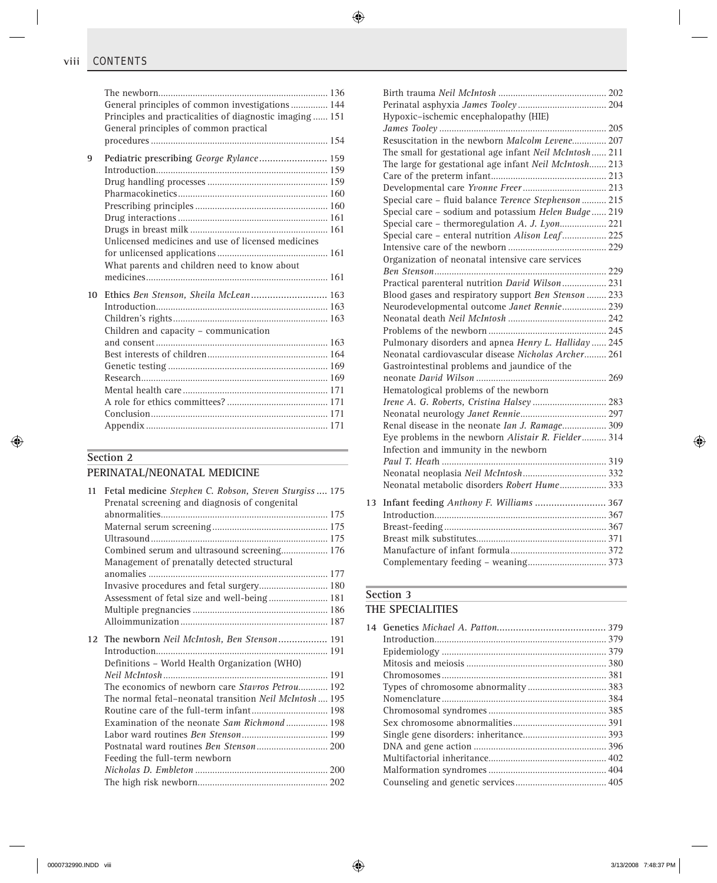The newborn ........ 136
General principles of common investigations ........ 144
Principles and practicalities of diagnostic imaging ........ 151
General principles of common practical procedures ........ 154

**9 Pediatric prescribing** *George Rylance* ........ 159
Introduction ........ 159
Drug handling processes ........ 159
Pharmacokinetics ........ 160
Prescribing principles ........ 160
Drug interactions ........ 161
Drugs in breast milk ........ 161
Unlicensed medicines and use of licensed medicines for unlicensed applications ........ 161
What parents and children need to know about medicines ........ 161

**10 Ethics** *Ben Stenson, Sheila McLean* ........ 163
Introduction ........ 163
Children's rights ........ 163
Children and capacity – communication and consent ........ 163
Best interests of children ........ 164
Genetic testing ........ 169
Research ........ 169
Mental health care ........ 171
A role for ethics committees? ........ 171
Conclusion ........ 171
Appendix ........ 171

## Section 2

## PERINATAL/NEONATAL MEDICINE

**11 Fetal medicine** *Stephen C. Robson, Steven Sturgiss* ........ 175
Prenatal screening and diagnosis of congenital abnormalities ........ 175
Maternal serum screening ........ 175
Ultrasound ........ 175
Combined serum and ultrasound screening ........ 176
Management of prenatally detected structural anomalies ........ 177
Invasive procedures and fetal surgery ........ 180
Assessment of fetal size and well-being ........ 181
Multiple pregnancies ........ 186
Alloimmunization ........ 187

**12 The newborn** *Neil McIntosh, Ben Stenson* ........ 191
Introduction ........ 191
Definitions – World Health Organization (WHO) *Neil McIntosh* ........ 191
The economics of newborn care *Stavros Petrou* ........ 192
The normal fetal–neonatal transition *Neil McIntosh* ........ 195
Routine care of the full-term infant ........ 198
Examination of the neonate *Sam Richmond* ........ 198
Labor ward routines *Ben Stenson* ........ 199
Postnatal ward routines *Ben Stenson* ........ 200
Feeding the full-term newborn *Nicholas D. Embleton* ........ 200
The high risk newborn ........ 202
Birth trauma *Neil McIntosh* ........ 202
Perinatal asphyxia *James Tooley* ........ 204
Hypoxic–ischemic encephalopathy (HIE) *James Tooley* ........ 205
Resuscitation in the newborn *Malcolm Levene* ........ 207
The small for gestational age infant *Neil McIntosh* ........ 211
The large for gestational age infant *Neil McIntosh* ........ 213
Care of the preterm infant ........ 213
Developmental care *Yvonne Freer* ........ 213
Special care – fluid balance *Terence Stephenson* ........ 215
Special care – sodium and potassium *Helen Budge* ........ 219
Special care – thermoregulation *A. J. Lyon* ........ 221
Special care – enteral nutrition *Alison Leaf* ........ 225
Intensive care of the newborn ........ 229
Organization of neonatal intensive care services *Ben Stenson* ........ 229
Practical parenteral nutrition *David Wilson* ........ 231
Blood gases and respiratory support *Ben Stenson* ........ 233
Neurodevelopmental outcome *Janet Rennie* ........ 239
Neonatal death *Neil McIntosh* ........ 242
Problems of the newborn ........ 245
Pulmonary disorders and apnea *Henry L. Halliday* ........ 245
Neonatal cardiovascular disease *Nicholas Archer* ........ 261
Gastrointestinal problems and jaundice of the neonate *David Wilson* ........ 269
Hematological problems of the newborn *Irene A. G. Roberts, Cristina Halsey* ........ 283
Neonatal neurology *Janet Rennie* ........ 297
Renal disease in the neonate *Ian J. Ramage* ........ 309
Eye problems in the newborn *Alistair R. Fielder* ........ 314
Infection and immunity in the newborn *Paul T. Heath* ........ 319
Neonatal neoplasia *Neil McIntosh* ........ 332
Neonatal metabolic disorders *Robert Hume* ........ 333

**13 Infant feeding** *Anthony F. Williams* ........ 367
Introduction ........ 367
Breast-feeding ........ 367
Breast milk substitutes ........ 371
Manufacture of infant formula ........ 372
Complementary feeding – weaning ........ 373

## Section 3

## THE SPECIALITIES

**14 Genetics** *Michael A. Patton* ........ 379
Introduction ........ 379
Epidemiology ........ 379
Mitosis and meiosis ........ 380
Chromosomes ........ 381
Types of chromosome abnormality ........ 383
Nomenclature ........ 384
Chromosomal syndromes ........ 385
Sex chromosome abnormalities ........ 391
Single gene disorders: inheritance ........ 393
DNA and gene action ........ 396
Multifactorial inheritance ........ 402
Malformation syndromes ........ 404
Counseling and genetic services ........ 405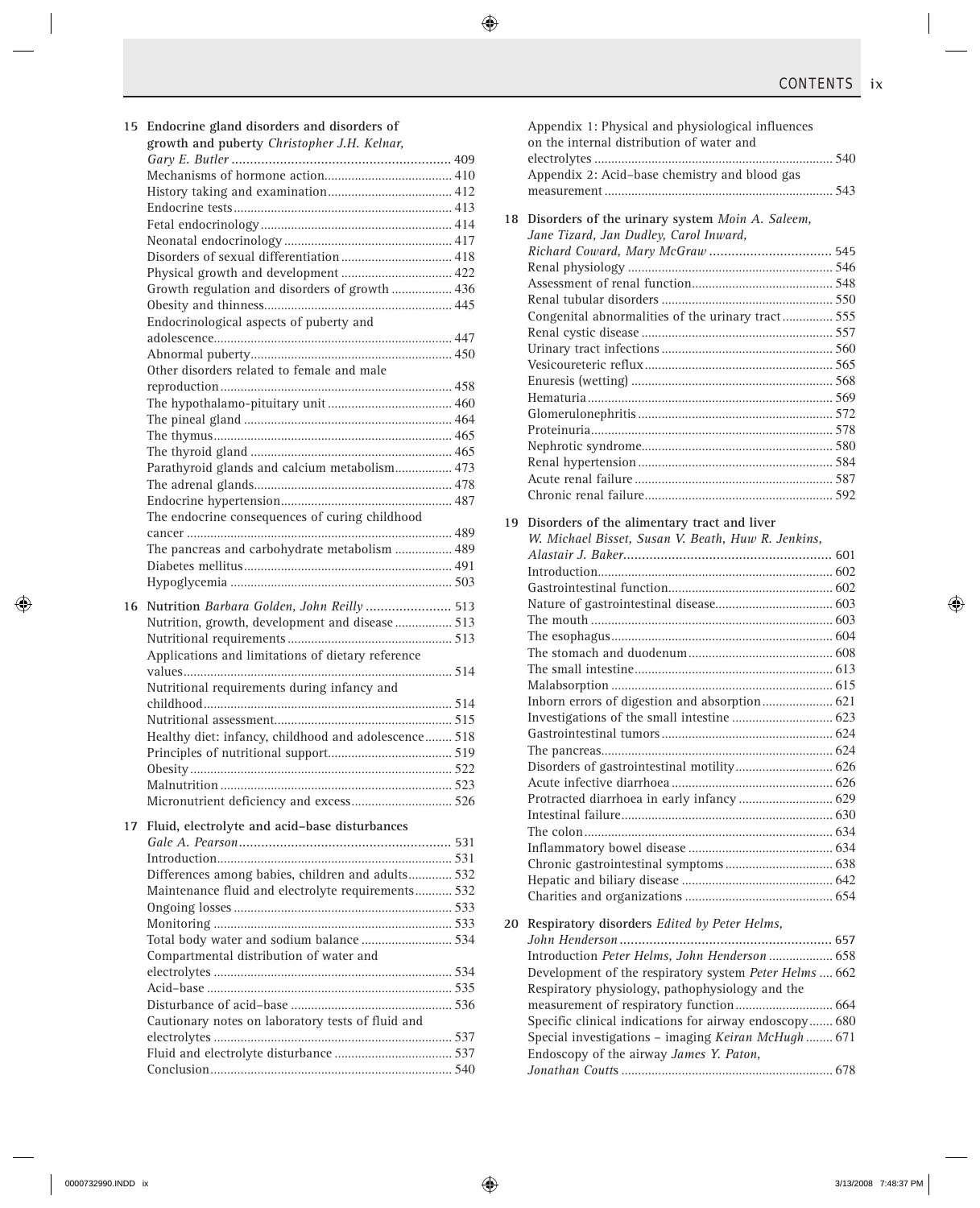**15 Endocrine gland disorders and disorders of growth and puberty** *Christopher J.H. Kelnar, Gary E. Butler* ........ 409
- Mechanisms of hormone action ........ 410
- History taking and examination ........ 412
- Endocrine tests ........ 413
- Fetal endocrinology ........ 414
- Neonatal endocrinology ........ 417
- Disorders of sexual differentiation ........ 418
- Physical growth and development ........ 422
- Growth regulation and disorders of growth ........ 436
- Obesity and thinness ........ 445
- Endocrinological aspects of puberty and adolescence ........ 447
- Abnormal puberty ........ 450
- Other disorders related to female and male reproduction ........ 458
- The hypothalamo-pituitary unit ........ 460
- The pineal gland ........ 464
- The thymus ........ 465
- The thyroid gland ........ 465
- Parathyroid glands and calcium metabolism ........ 473
- The adrenal glands ........ 478
- Endocrine hypertension ........ 487
- The endocrine consequences of curing childhood cancer ........ 489
- The pancreas and carbohydrate metabolism ........ 489
- Diabetes mellitus ........ 491
- Hypoglycemia ........ 503

**16 Nutrition** *Barbara Golden, John Reilly* ........ 513
- Nutrition, growth, development and disease ........ 513
- Nutritional requirements ........ 513
- Applications and limitations of dietary reference values ........ 514
- Nutritional requirements during infancy and childhood ........ 514
- Nutritional assessment ........ 515
- Healthy diet: infancy, childhood and adolescence ........ 518
- Principles of nutritional support ........ 519
- Obesity ........ 522
- Malnutrition ........ 523
- Micronutrient deficiency and excess ........ 526

**17 Fluid, electrolyte and acid–base disturbances** *Gale A. Pearson* ........ 531
- Introduction ........ 531
- Differences among babies, children and adults ........ 532
- Maintenance fluid and electrolyte requirements ........ 532
- Ongoing losses ........ 533
- Monitoring ........ 533
- Total body water and sodium balance ........ 534
- Compartmental distribution of water and electrolytes ........ 534
- Acid–base ........ 535
- Disturbance of acid–base ........ 536
- Cautionary notes on laboratory tests of fluid and electrolytes ........ 537
- Fluid and electrolyte disturbance ........ 537
- Conclusion ........ 540
- Appendix 1: Physical and physiological influences on the internal distribution of water and electrolytes ........ 540
- Appendix 2: Acid–base chemistry and blood gas measurement ........ 543

**18 Disorders of the urinary system** *Moin A. Saleem, Jane Tizard, Jan Dudley, Carol Inward, Richard Coward, Mary McGraw* ........ 545
- Renal physiology ........ 546
- Assessment of renal function ........ 548
- Renal tubular disorders ........ 550
- Congenital abnormalities of the urinary tract ........ 555
- Renal cystic disease ........ 557
- Urinary tract infections ........ 560
- Vesicoureteric reflux ........ 565
- Enuresis (wetting) ........ 568
- Hematuria ........ 569
- Glomerulonephritis ........ 572
- Proteinuria ........ 578
- Nephrotic syndrome ........ 580
- Renal hypertension ........ 584
- Acute renal failure ........ 587
- Chronic renal failure ........ 592

**19 Disorders of the alimentary tract and liver** *W. Michael Bisset, Susan V. Beath, Huw R. Jenkins, Alastair J. Baker* ........ 601
- Introduction ........ 602
- Gastrointestinal function ........ 602
- Nature of gastrointestinal disease ........ 603
- The mouth ........ 603
- The esophagus ........ 604
- The stomach and duodenum ........ 608
- The small intestine ........ 613
- Malabsorption ........ 615
- Inborn errors of digestion and absorption ........ 621
- Investigations of the small intestine ........ 623
- Gastrointestinal tumors ........ 624
- The pancreas ........ 624
- Disorders of gastrointestinal motility ........ 626
- Acute infective diarrhoea ........ 626
- Protracted diarrhoea in early infancy ........ 629
- Intestinal failure ........ 630
- The colon ........ 634
- Inflammatory bowel disease ........ 634
- Chronic gastrointestinal symptoms ........ 638
- Hepatic and biliary disease ........ 642
- Charities and organizations ........ 654

**20 Respiratory disorders** *Edited by Peter Helms, John Henderson* ........ 657
- Introduction *Peter Helms, John Henderson* ........ 658
- Development of the respiratory system *Peter Helms* ........ 662
- Respiratory physiology, pathophysiology and the measurement of respiratory function ........ 664
- Specific clinical indications for airway endoscopy ........ 680
- Special investigations – imaging *Keiran McHugh* ........ 671
- Endoscopy of the airway *James Y. Paton, Jonathan Coutts* ........ 678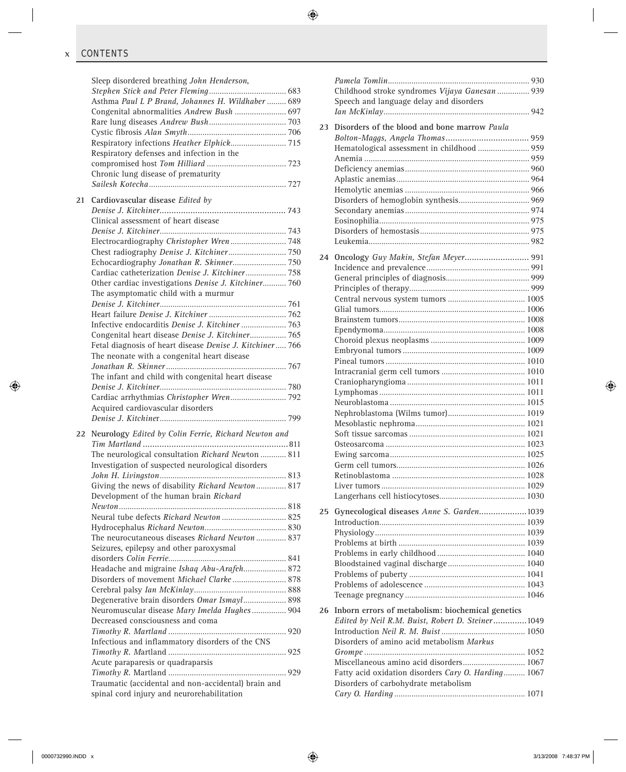Sleep disordered breathing *John Henderson, Stephen Stick and Peter Fleming* .... 683
Asthma *Paul L P Brand, Johannes H. Wildhaber* .... 689
Congenital abnormalities *Andrew Bush* .... 697
Rare lung diseases *Andrew Bush* .... 703
Cystic fibrosis *Alan Smyth* .... 706
Respiratory infections *Heather Elphick* .... 715
Respiratory defenses and infection in the compromised host *Tom Hilliard* .... 723
Chronic lung disease of prematurity *Sailesh Kotecha* .... 727

**21 Cardiovascular disease** *Edited by Denise J. Kitchiner* .... 743
Clinical assessment of heart disease *Denise J. Kitchiner* .... 743
Electrocardiography *Christopher Wren* .... 748
Chest radiography *Denise J. Kitchiner* .... 750
Echocardiography *Jonathan R. Skinner* .... 750
Cardiac catheterization *Denise J. Kitchiner* .... 758
Other cardiac investigations *Denise J. Kitchiner* .... 760
The asymptomatic child with a murmur *Denise J. Kitchiner* .... 761
Heart failure *Denise J. Kitchiner* .... 762
Infective endocarditis *Denise J. Kitchiner* .... 763
Congenital heart disease *Denise J. Kitchiner* .... 765
Fetal diagnosis of heart disease *Denise J. Kitchiner* .... 766
The neonate with a congenital heart disease *Jonathan R. Skinner* .... 767
The infant and child with congenital heart disease *Denise J. Kitchiner* .... 780
Cardiac arrhythmias *Christopher Wren* .... 792
Acquired cardiovascular disorders *Denise J. Kitchiner* .... 799

**22 Neurology** *Edited by Colin Ferrie, Richard Newton and Tim Martland* .... 811
The neurological consultation *Richard Newton* .... 811
Investigation of suspected neurological disorders *John H. Livingston* .... 813
Giving the news of disability *Richard Newton* .... 817
Development of the human brain *Richard Newton* .... 818
Neural tube defects *Richard Newton* .... 825
Hydrocephalus *Richard Newton* .... 830
The neurocutaneous diseases *Richard Newton* .... 837
Seizures, epilepsy and other paroxysmal disorders *Colin Ferrie* .... 841
Headache and migraine *Ishaq Abu-Arafeh* .... 872
Disorders of movement *Michael Clarke* .... 878
Cerebral palsy *Ian McKinlay* .... 888
Degenerative brain disorders *Omar Ismayl* .... 898
Neuromuscular disease *Mary Imelda Hughes* .... 904
Decreased consciousness and coma *Timothy R. Martland* .... 920
Infectious and inflammatory disorders of the CNS *Timothy R. Martland* .... 925
Acute paraparesis or quadraparsis *Timothy R. Martland* .... 929
Traumatic (accidental and non-accidental) brain and spinal cord injury and neurorehabilitation *Pamela Tomlin* .... 930
Childhood stroke syndromes *Vijaya Ganesan* .... 939
Speech and language delay and disorders *Ian McKinlay* .... 942

**23 Disorders of the blood and bone marrow** *Paula Bolton-Maggs, Angela Thomas* .... 959
Hematological assessment in childhood .... 959
Anemia .... 959
Deficiency anemias .... 960
Aplastic anemias .... 964
Hemolytic anemias .... 966
Disorders of hemoglobin synthesis .... 969
Secondary anemias .... 974
Eosinophilia .... 975
Disorders of hemostasis .... 975
Leukemia .... 982

**24 Oncology** *Guy Makin, Stefan Meyer* .... 991
Incidence and prevalence .... 991
General principles of diagnosis .... 999
Principles of therapy .... 999
Central nervous system tumors .... 1005
Glial tumors .... 1006
Brainstem tumors .... 1008
Ependymoma .... 1008
Choroid plexus neoplasms .... 1009
Embryonal tumors .... 1009
Pineal tumors .... 1010
Intracranial germ cell tumors .... 1010
Craniopharyngioma .... 1011
Lymphomas .... 1011
Neuroblastoma .... 1015
Nephroblastoma (Wilms tumor) .... 1019
Mesoblastic nephroma .... 1021
Soft tissue sarcomas .... 1021
Osteosarcoma .... 1023
Ewing sarcoma .... 1025
Germ cell tumors .... 1026
Retinoblastoma .... 1028
Liver tumors .... 1029
Langerhans cell histiocytoses .... 1030

**25 Gynecological diseases** *Anne S. Garden* .... 1039
Introduction .... 1039
Physiology .... 1039
Problems at birth .... 1039
Problems in early childhood .... 1040
Bloodstained vaginal discharge .... 1040
Problems of puberty .... 1041
Problems of adolescence .... 1043
Teenage pregnancy .... 1046

**26 Inborn errors of metabolism: biochemical genetics** *Edited by Neil R.M. Buist, Robert D. Steiner* .... 1049
Introduction *Neil R. M. Buist* .... 1050
Disorders of amino acid metabolism *Markus Grompe* .... 1052
Miscellaneous amino acid disorders .... 1067
Fatty acid oxidation disorders *Cary O. Harding* .... 1067
Disorders of carbohydrate metabolism *Cary O. Harding* .... 1071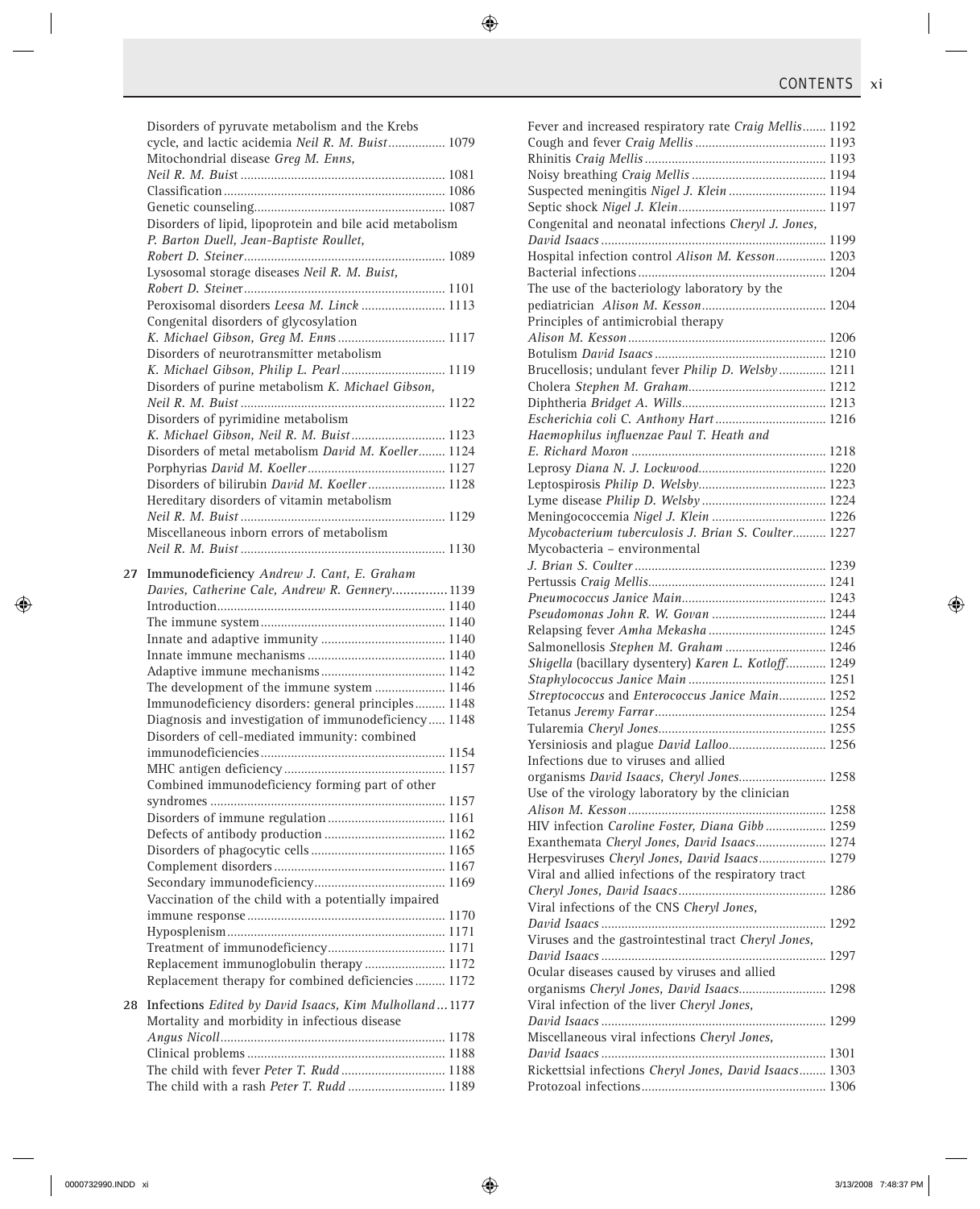Disorders of pyruvate metabolism and the Krebs cycle, and lactic acidemia *Neil R. M. Buist* ................. 1079
Mitochondrial disease *Greg M. Enns, Neil R. M. Buist* ................. 1081
Classification ................. 1086
Genetic counseling ................. 1087
Disorders of lipid, lipoprotein and bile acid metabolism *P. Barton Duell, Jean-Baptiste Roullet, Robert D. Steiner* ................. 1089
Lysosomal storage diseases *Neil R. M. Buist, Robert D. Steiner* ................. 1101
Peroxisomal disorders *Leesa M. Linck* ................. 1113
Congenital disorders of glycosylation *K. Michael Gibson, Greg M. Enns* ................. 1117
Disorders of neurotransmitter metabolism *K. Michael Gibson, Philip L. Pearl* ................. 1119
Disorders of purine metabolism *K. Michael Gibson, Neil R. M. Buist* ................. 1122
Disorders of pyrimidine metabolism *K. Michael Gibson, Neil R. M. Buist* ................. 1123
Disorders of metal metabolism *David M. Koeller* ................. 1124
Porphyrias *David M. Koeller* ................. 1127
Disorders of bilirubin *David M. Koeller* ................. 1128
Hereditary disorders of vitamin metabolism *Neil R. M. Buist* ................. 1129
Miscellaneous inborn errors of metabolism *Neil R. M. Buist* ................. 1130

**27 Immunodeficiency** *Andrew J. Cant, E. Graham Davies, Catherine Cale, Andrew R. Gennery* ................. **1139**
Introduction ................. 1140
The immune system ................. 1140
Innate and adaptive immunity ................. 1140
Innate immune mechanisms ................. 1140
Adaptive immune mechanisms ................. 1142
The development of the immune system ................. 1146
Immunodeficiency disorders: general principles ................. 1148
Diagnosis and investigation of immunodeficiency ................. 1148
Disorders of cell-mediated immunity: combined immunodeficiencies ................. 1154
MHC antigen deficiency ................. 1157
Combined immunodeficiency forming part of other syndromes ................. 1157
Disorders of immune regulation ................. 1161
Defects of antibody production ................. 1162
Disorders of phagocytic cells ................. 1165
Complement disorders ................. 1167
Secondary immunodeficiency ................. 1169
Vaccination of the child with a potentially impaired immune response ................. 1170
Hyposplenism ................. 1171
Treatment of immunodeficiency ................. 1171
Replacement immunoglobulin therapy ................. 1172
Replacement therapy for combined deficiencies ................. 1172

**28 Infections** *Edited by David Isaacs, Kim Mulholland* ................. **1177**
Mortality and morbidity in infectious disease *Angus Nicoll* ................. 1178
Clinical problems ................. 1188
The child with fever *Peter T. Rudd* ................. 1188
The child with a rash *Peter T. Rudd* ................. 1189
Fever and increased respiratory rate *Craig Mellis* ................. 1192
Cough and fever *Craig Mellis* ................. 1193
Rhinitis *Craig Mellis* ................. 1193
Noisy breathing *Craig Mellis* ................. 1194
Suspected meningitis *Nigel J. Klein* ................. 1194
Septic shock *Nigel J. Klein* ................. 1197
Congenital and neonatal infections *Cheryl J. Jones, David Isaacs* ................. 1199
Hospital infection control *Alison M. Kesson* ................. 1203
Bacterial infections ................. 1204
The use of the bacteriology laboratory by the pediatrician *Alison M. Kesson* ................. 1204
Principles of antimicrobial therapy *Alison M. Kesson* ................. 1206
Botulism *David Isaacs* ................. 1210
Brucellosis; undulant fever *Philip D. Welsby* ................. 1211
Cholera *Stephen M. Graham* ................. 1212
Diphtheria *Bridget A. Wills* ................. 1213
*Escherichia coli C. Anthony Hart* ................. 1216
*Haemophilus influenzae* *Paul T. Heath and E. Richard Moxon* ................. 1218
Leprosy *Diana N. J. Lockwood* ................. 1220
Leptospirosis *Philip D. Welsby* ................. 1223
Lyme disease *Philip D. Welsby* ................. 1224
Meningococcemia *Nigel J. Klein* ................. 1226
*Mycobacterium tuberculosis J. Brian S. Coulter* ................. 1227
Mycobacteria – environmental *J. Brian S. Coulter* ................. 1239
Pertussis *Craig Mellis* ................. 1241
*Pneumococcus Janice Main* ................. 1243
*Pseudomonas John R. W. Govan* ................. 1244
Relapsing fever *Amha Mekasha* ................. 1245
Salmonellosis *Stephen M. Graham* ................. 1246
*Shigella* (bacillary dysentery) *Karen L. Kotloff* ................. 1249
*Staphylococcus Janice Main* ................. 1251
*Streptococcus* and *Enterococcus Janice Main* ................. 1252
Tetanus *Jeremy Farrar* ................. 1254
Tularemia *Cheryl Jones* ................. 1255
Yersiniosis and plague *David Lalloo* ................. 1256
Infections due to viruses and allied organisms *David Isaacs, Cheryl Jones* ................. 1258
Use of the virology laboratory by the clinician *Alison M. Kesson* ................. 1258
HIV infection *Caroline Foster, Diana Gibb* ................. 1259
Exanthemata *Cheryl Jones, David Isaacs* ................. 1274
Herpesviruses *Cheryl Jones, David Isaacs* ................. 1279
Viral and allied infections of the respiratory tract *Cheryl Jones, David Isaacs* ................. 1286
Viral infections of the CNS *Cheryl Jones, David Isaacs* ................. 1292
Viruses and the gastrointestinal tract *Cheryl Jones, David Isaacs* ................. 1297
Ocular diseases caused by viruses and allied organisms *Cheryl Jones, David Isaacs* ................. 1298
Viral infection of the liver *Cheryl Jones, David Isaacs* ................. 1299
Miscellaneous viral infections *Cheryl Jones, David Isaacs* ................. 1301
Rickettsial infections *Cheryl Jones, David Isaacs* ................. 1303
Protozoal infections ................. 1306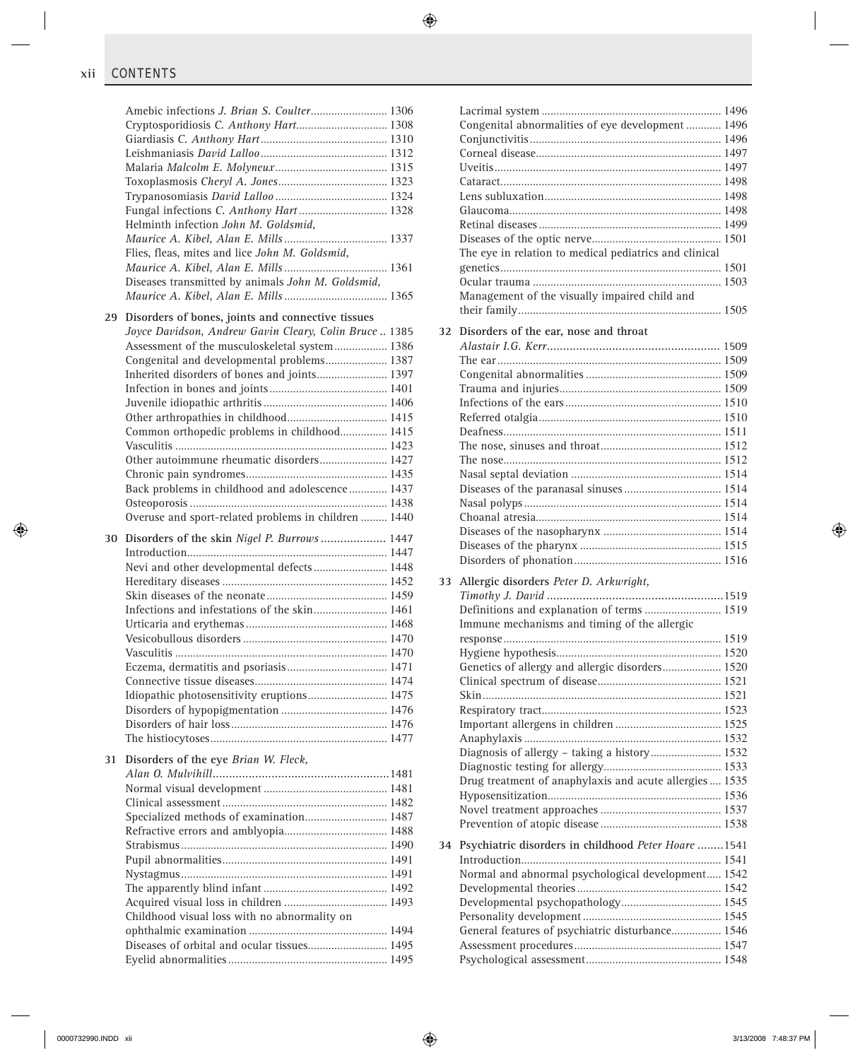Amebic infections *J. Brian S. Coulter* .......................... 1306
Cryptosporidiosis *C. Anthony Hart* ............................... 1308
Giardiasis *C. Anthony Hart* ........................................... 1310
Leishmaniasis *David Lalloo* ........................................... 1312
Malaria *Malcolm E. Molyneux* ...................................... 1315
Toxoplasmosis *Cheryl A. Jones* ..................................... 1323
Trypanosomiasis *David Lalloo* ...................................... 1324
Fungal infections *C. Anthony Hart* .............................. 1328
Helminth infection *John M. Goldsmid, Maurice A. Kibel, Alan E. Mills* .................................. 1337
Flies, fleas, mites and lice *John M. Goldsmid, Maurice A. Kibel, Alan E. Mills* .................................. 1361
Diseases transmitted by animals *John M. Goldsmid, Maurice A. Kibel, Alan E. Mills* .................................. 1365

**29 Disorders of bones, joints and connective tissues** *Joyce Davidson, Andrew Gavin Cleary, Colin Bruce* .. 1385
Assessment of the musculoskeletal system .................. 1386
Congenital and developmental problems ..................... 1387
Inherited disorders of bones and joints ........................ 1397
Infection in bones and joints ......................................... 1401
Juvenile idiopathic arthritis .......................................... 1406
Other arthropathies in childhood .................................. 1415
Common orthopedic problems in childhood ................ 1415
Vasculitis ........................................................................ 1423
Other autoimmune rheumatic disorders ....................... 1427
Chronic pain syndromes ................................................ 1435
Back problems in childhood and adolescence ............. 1437
Osteoporosis ................................................................... 1438
Overuse and sport-related problems in children ......... 1440

**30 Disorders of the skin** *Nigel P. Burrows* .................... 1447
Introduction .................................................................... 1447
Nevi and other developmental defects ......................... 1448
Hereditary diseases ........................................................ 1452
Skin diseases of the neonate ......................................... 1459
Infections and infestations of the skin ......................... 1461
Urticaria and erythemas ................................................ 1468
Vesicobullous disorders ................................................. 1470
Vasculitis ........................................................................ 1470
Eczema, dermatitis and psoriasis .................................. 1471
Connective tissue diseases ............................................. 1474
Idiopathic photosensitivity eruptions ........................... 1475
Disorders of hypopigmentation .................................... 1476
Disorders of hair loss ..................................................... 1476
The histiocytoses ............................................................ 1477

**31 Disorders of the eye** *Brian W. Fleck, Alan O. Mulvihill* ......................................................1481
Normal visual development .......................................... 1481
Clinical assessment ........................................................ 1482
Specialized methods of examination ............................ 1487
Refractive errors and amblyopia ................................... 1488
Strabismus ...................................................................... 1490
Pupil abnormalities ........................................................ 1491
Nystagmus ...................................................................... 1491
The apparently blind infant .......................................... 1492
Acquired visual loss in children ................................... 1493
Childhood visual loss with no abnormality on ophthalmic examination ............................................... 1494
Diseases of orbital and ocular tissues ........................... 1495
Eyelid abnormalities ...................................................... 1495
Lacrimal system ............................................................. 1496
Congenital abnormalities of eye development ............ 1496
Conjunctivitis ................................................................. 1496
Corneal disease ............................................................... 1497
Uveitis ............................................................................. 1497
Cataract ........................................................................... 1498
Lens subluxation ............................................................ 1498
Glaucoma ........................................................................ 1498
Retinal diseases .............................................................. 1499
Diseases of the optic nerve ............................................ 1501
The eye in relation to medical pediatrics and clinical genetics ........................................................................... 1501
Ocular trauma ................................................................ 1503
Management of the visually impaired child and their family ..................................................................... 1505

**32 Disorders of the ear, nose and throat** *Alastair I.G. Kerr* ..................................................... 1509
The ear ............................................................................ 1509
Congenital abnormalities .............................................. 1509
Trauma and injuries ....................................................... 1509
Infections of the ears ..................................................... 1510
Referred otalgia .............................................................. 1510
Deafness .......................................................................... 1511
The nose, sinuses and throat ......................................... 1512
The nose .......................................................................... 1512
Nasal septal deviation ................................................... 1514
Diseases of the paranasal sinuses ................................. 1514
Nasal polyps ................................................................... 1514
Choanal atresia ............................................................... 1514
Diseases of the nasopharynx ........................................ 1514
Diseases of the pharynx ................................................ 1515
Disorders of phonation .................................................. 1516

**33 Allergic disorders** *Peter D. Arkwright, Timothy J. David* ......................................................1519
Definitions and explanation of terms .......................... 1519
Immune mechanisms and timing of the allergic response .......................................................................... 1519
Hygiene hypothesis ........................................................ 1520
Genetics of allergy and allergic disorders .................... 1520
Clinical spectrum of disease .......................................... 1521
Skin ................................................................................. 1521
Respiratory tract ............................................................. 1523
Important allergens in children .................................... 1525
Anaphylaxis ................................................................... 1532
Diagnosis of allergy – taking a history ........................ 1532
Diagnostic testing for allergy ........................................ 1533
Drug treatment of anaphylaxis and acute allergies .... 1535
Hyposensitization ........................................................... 1536
Novel treatment approaches ......................................... 1537
Prevention of atopic disease ......................................... 1538

**34 Psychiatric disorders in childhood** *Peter Hoare* ........1541
Introduction .................................................................... 1541
Normal and abnormal psychological development ..... 1542
Developmental theories ................................................. 1542
Developmental psychopathology .................................. 1545
Personality development ............................................... 1545
General features of psychiatric disturbance ................. 1546
Assessment procedures .................................................. 1547
Psychological assessment .............................................. 1548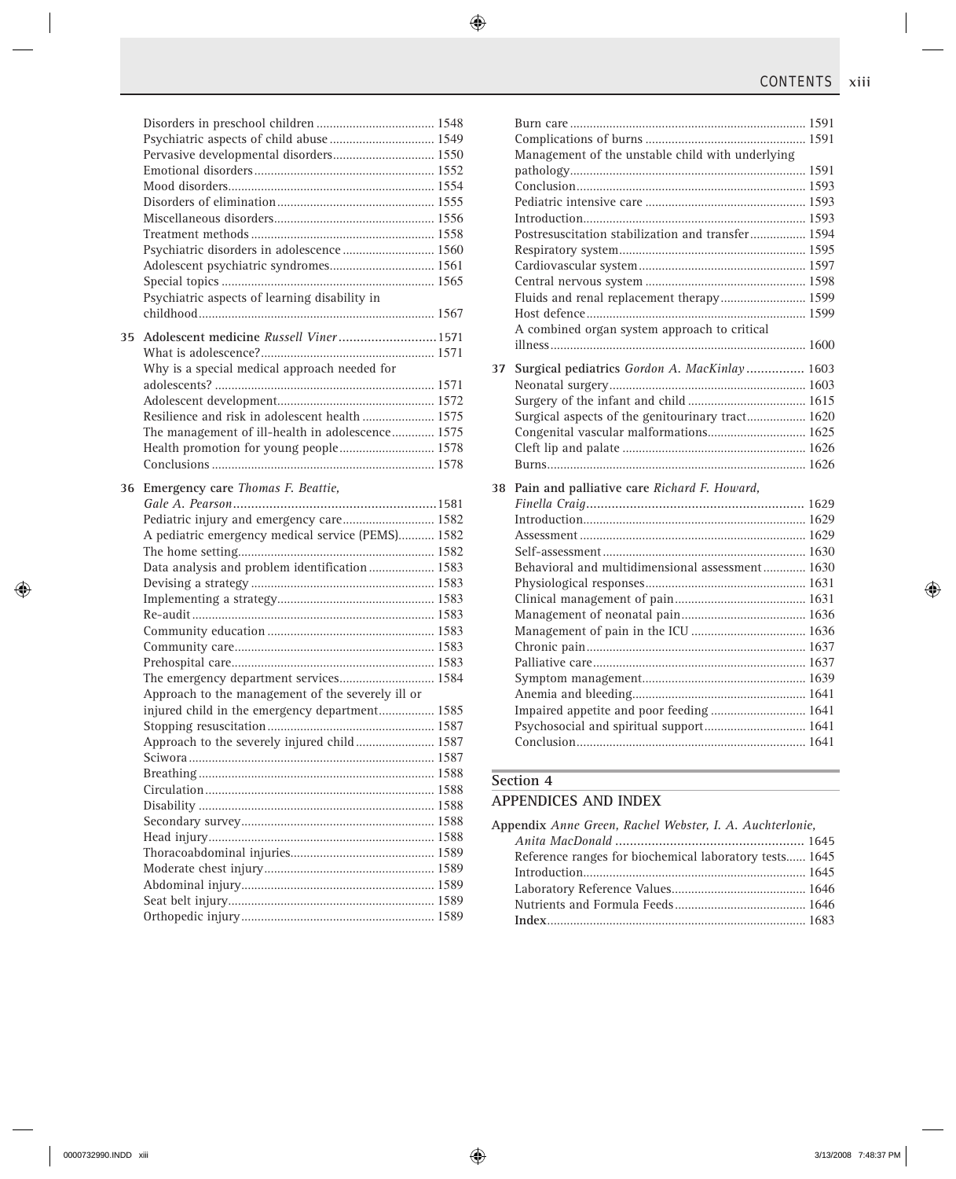Disorders in preschool children .................................... 1548
Psychiatric aspects of child abuse ................................ 1549
Pervasive developmental disorders............................... 1550
Emotional disorders........................................................ 1552
Mood disorders................................................................ 1554
Disorders of elimination................................................ 1555
Miscellaneous disorders................................................. 1556
Treatment methods........................................................ 1558
Psychiatric disorders in adolescence ............................ 1560
Adolescent psychiatric syndromes................................ 1561
Special topics .................................................................. 1565
Psychiatric aspects of learning disability in childhood........................................................................ 1567

**35 Adolescent medicine** *Russell Viner*...........................1571
What is adolescence?...................................................... 1571
Why is a special medical approach needed for adolescents? .................................................................... 1571
Adolescent development................................................. 1572
Resilience and risk in adolescent health ...................... 1575
The management of ill-health in adolescence............. 1575
Health promotion for young people............................. 1578
Conclusions ..................................................................... 1578

**36 Emergency care** *Thomas F. Beattie, Gale A. Pearson*.........................................................1581
Pediatric injury and emergency care............................ 1582
A pediatric emergency medical service (PEMS)........... 1582
The home setting............................................................ 1582
Data analysis and problem identification.................... 1583
Devising a strategy ........................................................ 1583
Implementing a strategy................................................ 1583
Re-audit .......................................................................... 1583
Community education ................................................... 1583
Community care............................................................. 1583
Prehospital care.............................................................. 1583
The emergency department services............................. 1584
Approach to the management of the severely ill or injured child in the emergency department................. 1585
Stopping resuscitation................................................... 1587
Approach to the severely injured child........................ 1587
Sciwora........................................................................... 1587
Breathing........................................................................ 1588
Circulation...................................................................... 1588
Disability ........................................................................ 1588
Secondary survey........................................................... 1588
Head injury..................................................................... 1588
Thoracoabdominal injuries............................................ 1589
Moderate chest injury.................................................... 1589
Abdominal injury............................................................ 1589
Seat belt injury............................................................... 1589
Orthopedic injury........................................................... 1589
Burn care ........................................................................ 1591
Complications of burns ................................................. 1591
Management of the unstable child with underlying pathology........................................................................ 1591
Conclusion...................................................................... 1593
Pediatric intensive care ................................................ 1593
Introduction.................................................................... 1593
Postresuscitation stabilization and transfer................. 1594
Respiratory system......................................................... 1595
Cardiovascular system................................................... 1597
Central nervous system ................................................ 1598
Fluids and renal replacement therapy.......................... 1599
Host defence................................................................... 1599
A combined organ system approach to critical illness.............................................................................. 1600

**37 Surgical pediatrics** *Gordon A. MacKinlay* ................ 1603
Neonatal surgery............................................................ 1603
Surgery of the infant and child .................................... 1615
Surgical aspects of the genitourinary tract.................. 1620
Congenital vascular malformations.............................. 1625
Cleft lip and palate ....................................................... 1626
Burns.............................................................................. 1626

**38 Pain and palliative care** *Richard F. Howard, Finella Craig*............................................................ 1629
Introduction.................................................................... 1629
Assessment .................................................................... 1629
Self-assessment............................................................. 1630
Behavioral and multidimensional assessment............. 1630
Physiological responses................................................. 1631
Clinical management of pain........................................ 1631
Management of neonatal pain...................................... 1636
Management of pain in the ICU .................................. 1636
Chronic pain................................................................... 1637
Palliative care................................................................. 1637
Symptom management.................................................. 1639
Anemia and bleeding..................................................... 1641
Impaired appetite and poor feeding ............................. 1641
Psychosocial and spiritual support............................... 1641
Conclusion...................................................................... 1641

## Section 4

## APPENDICES AND INDEX

**Appendix** *Anne Green, Rachel Webster, I. A. Auchterlonie, Anita MacDonald* ................................................... 1645
Reference ranges for biochemical laboratory tests...... 1645
Introduction.................................................................... 1645
Laboratory Reference Values......................................... 1646
Nutrients and Formula Feeds........................................ 1646
**Index**.............................................................................. 1683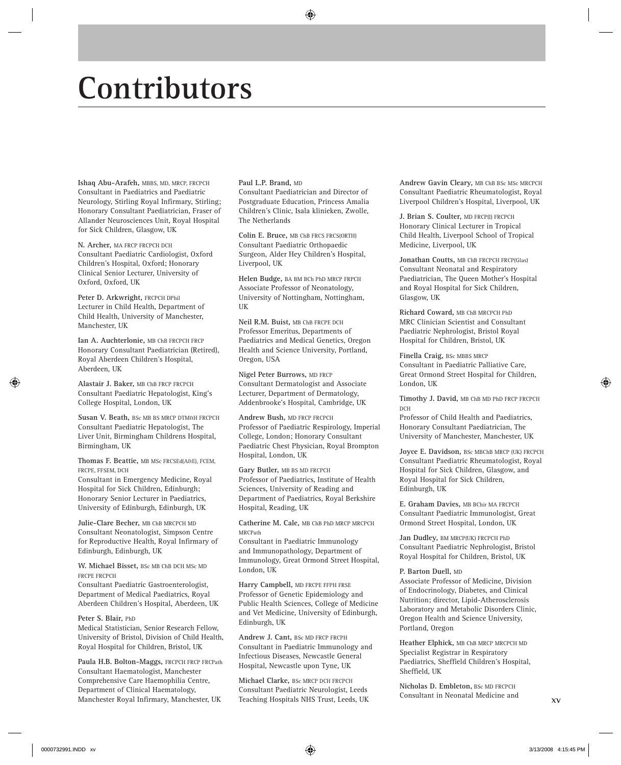# Contributors

**Ishaq Abu-Arafeh,** MBBS, MD, MRCP, FRCPCH
Consultant in Paediatrics and Paediatric Neurology, Stirling Royal Infirmary, Stirling; Honorary Consultant Paediatrician, Fraser of Allander Neurosciences Unit, Royal Hospital for Sick Children, Glasgow, UK

**N. Archer,** MA FRCP FRCPCH DCH
Consultant Paediatric Cardiologist, Oxford Children's Hospital, Oxford; Honorary Clinical Senior Lecturer, University of Oxford, Oxford, UK

**Peter D. Arkwright,** FRCPCH DPhil
Lecturer in Child Health, Department of Child Health, University of Manchester, Manchester, UK

**Ian A. Auchterlonie,** MB ChB FRCPCH FRCP
Honorary Consultant Paediatrician (Retired), Royal Aberdeen Children's Hospital, Aberdeen, UK

**Alastair J. Baker,** MB ChB FRCP FRCPCH
Consultant Paediatric Hepatologist, King's College Hospital, London, UK

**Susan V. Beath,** BSc MB BS MRCP DTM&H FRCPCH
Consultant Paediatric Hepatologist, The Liver Unit, Birmingham Childrens Hospital, Birmingham, UK

**Thomas F. Beattie,** MB MSc FRCSEd(A&E), FCEM, FRCPE, FFSEM, DCH
Consultant in Emergency Medicine, Royal Hospital for Sick Children, Edinburgh; Honorary Senior Lecturer in Paediatrics, University of Edinburgh, Edinburgh, UK

**Julie-Clare Becher,** MB ChB MRCPCH MD
Consultant Neonatologist, Simpson Centre for Reproductive Health, Royal Infirmary of Edinburgh, Edinburgh, UK

**W. Michael Bisset,** BSc MB ChB DCH MSc MD FRCPE FRCPCH
Consultant Paediatric Gastroenterologist, Department of Medical Paediatrics, Royal Aberdeen Children's Hospital, Aberdeen, UK

**Peter S. Blair,** PhD
Medical Statistician, Senior Research Fellow, University of Bristol, Division of Child Health, Royal Hospital for Children, Bristol, UK

**Paula H.B. Bolton-Maggs,** FRCPCH FRCP FRCPath
Consultant Haematologist, Manchester Comprehensive Care Haemophilia Centre, Department of Clinical Haematology, Manchester Royal Infirmary, Manchester, UK

**Paul L.P. Brand,** MD
Consultant Paediatrician and Director of Postgraduate Education, Princess Amalia Children's Clinic, Isala klinieken, Zwolle, The Netherlands

**Colin E. Bruce,** MB ChB FRCS FRCS(ORTH)
Consultant Paediatric Orthopaedic Surgeon, Alder Hey Children's Hospital, Liverpool, UK

**Helen Budge,** BA BM BCh PhD MRCP FRPCH
Associate Professor of Neonatology, University of Nottingham, Nottingham, UK

**Neil R.M. Buist,** MB ChB FRCPE DCH
Professor Emeritus, Departments of Paediatrics and Medical Genetics, Oregon Health and Science University, Portland, Oregon, USA

**Nigel Peter Burrows,** MD FRCP
Consultant Dermatologist and Associate Lecturer, Department of Dermatology, Addenbrooke's Hospital, Cambridge, UK

**Andrew Bush,** MD FRCP FRCPCH
Professor of Paediatric Respirology, Imperial College, London; Honorary Consultant Paediatric Chest Physician, Royal Brompton Hospital, London, UK

**Gary Butler,** MB BS MD FRCPCH
Professor of Paediatrics, Institute of Health Sciences, University of Reading and Department of Paediatrics, Royal Berkshire Hospital, Reading, UK

**Catherine M. Cale,** MB ChB PhD MRCP MRCPCH MRCPath
Consultant in Paediatric Immunology and Immunopathology, Department of Immunology, Great Ormond Street Hospital, London, UK

**Harry Campbell,** MD FRCPE FFPH FRSE
Professor of Genetic Epidemiology and Public Health Sciences, College of Medicine and Vet Medicine, University of Edinburgh, Edinburgh, UK

**Andrew J. Cant,** BSc MD FRCP FRCPH
Consultant in Paediatric Immunology and Infectious Diseases, Newcastle General Hospital, Newcastle upon Tyne, UK

**Michael Clarke,** BSc MRCP DCH FRCPCH
Consultant Paediatric Neurologist, Leeds Teaching Hospitals NHS Trust, Leeds, UK

**Andrew Gavin Cleary,** MB ChB BSc MSc MRCPCH
Consultant Paediatric Rheumatologist, Royal Liverpool Children's Hospital, Liverpool, UK

**J. Brian S. Coulter,** MD FRCP(I) FRCPCH
Honorary Clinical Lecturer in Tropical Child Health, Liverpool School of Tropical Medicine, Liverpool, UK

**Jonathan Coutts,** MB ChB FRCPCH FRCP(Glas)
Consultant Neonatal and Respiratory Paediatrician, The Queen Mother's Hospital and Royal Hospital for Sick Children, Glasgow, UK

**Richard Coward,** MB ChB MRCPCH PhD
MRC Clinician Scientist and Consultant Paediatric Nephrologist, Bristol Royal Hospital for Children, Bristol, UK

**Finella Craig,** BSc MBBS MRCP
Consultant in Paediatric Palliative Care, Great Ormond Street Hospital for Children, London, UK

**Timothy J. David,** MB ChB MD PhD FRCP FRCPCH DCH
Professor of Child Health and Paediatrics, Honorary Consultant Paediatrician, The University of Manchester, Manchester, UK

**Joyce E. Davidson,** BSc MBChB MRCP (UK) FRCPCH
Consultant Paediatric Rheumatologist, Royal Hospital for Sick Children, Glasgow, and Royal Hospital for Sick Children, Edinburgh, UK

**E. Graham Davies,** MB BChir MA FRCPCH
Consultant Paediatric Immunologist, Great Ormond Street Hospital, London, UK

**Jan Dudley,** BM MRCP(UK) FRCPCH PhD
Consultant Paediatric Nephrologist, Bristol Royal Hospital for Children, Bristol, UK

**P. Barton Duell,** MD
Associate Professor of Medicine, Division of Endocrinology, Diabetes, and Clinical Nutrition; director, Lipid-Atherosclerosis Laboratory and Metabolic Disorders Clinic, Oregon Health and Science University, Portland, Oregon

**Heather Elphick,** MB ChB MRCP MRCPCH MD
Specialist Registrar in Respiratory Paediatrics, Sheffield Children's Hospital, Sheffield, UK

**Nicholas D. Embleton,** BSc MD FRCPCH
Consultant in Neonatal Medicine and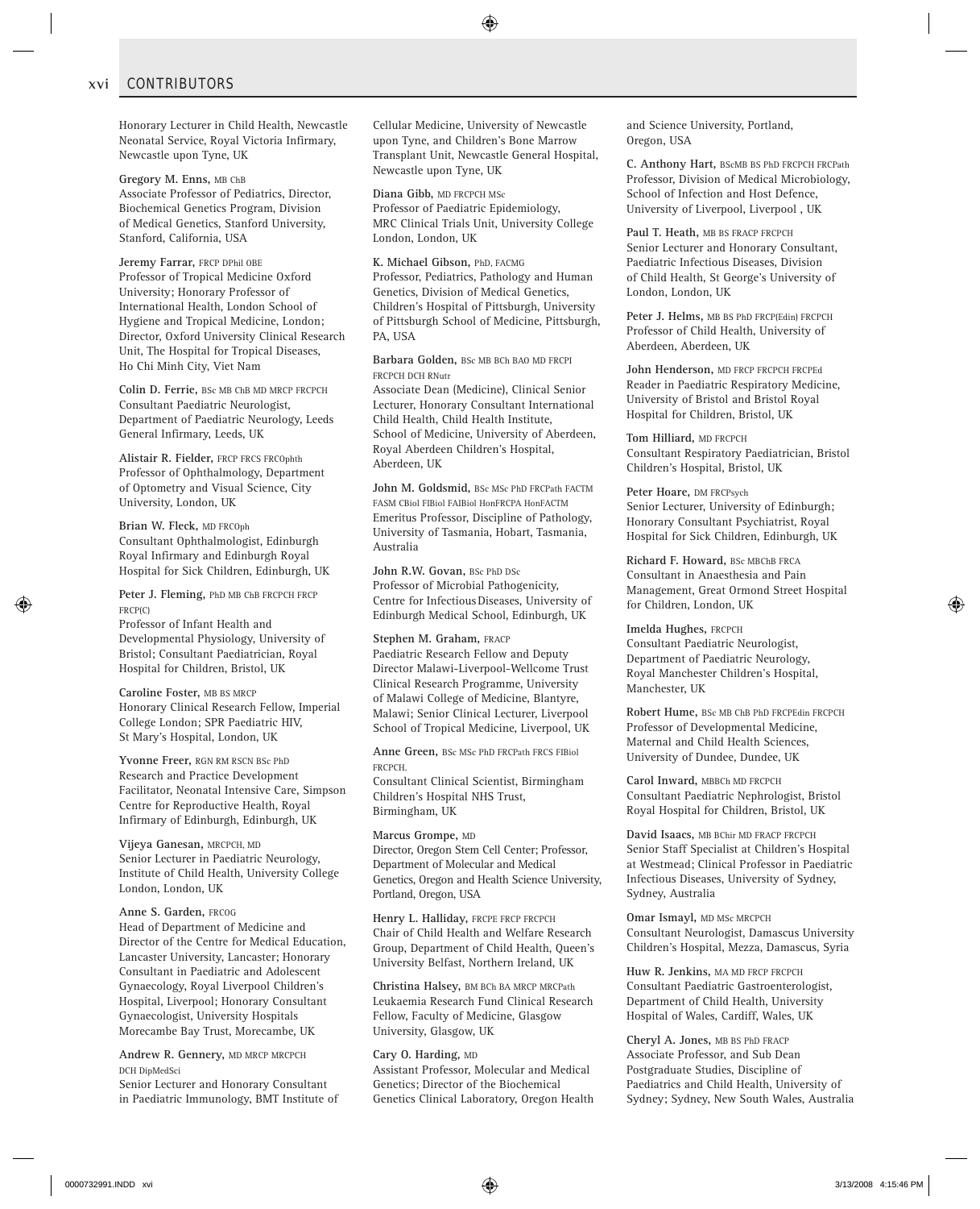Honorary Lecturer in Child Health, Newcastle Neonatal Service, Royal Victoria Infirmary, Newcastle upon Tyne, UK

**Gregory M. Enns,** MB ChB
Associate Professor of Pediatrics, Director, Biochemical Genetics Program, Division of Medical Genetics, Stanford University, Stanford, California, USA

**Jeremy Farrar,** FRCP DPhil OBE
Professor of Tropical Medicine Oxford University; Honorary Professor of International Health, London School of Hygiene and Tropical Medicine, London; Director, Oxford University Clinical Research Unit, The Hospital for Tropical Diseases, Ho Chi Minh City, Viet Nam

**Colin D. Ferrie,** BSc MB ChB MD MRCP FRCPCH
Consultant Paediatric Neurologist, Department of Paediatric Neurology, Leeds General Infirmary, Leeds, UK

**Alistair R. Fielder,** FRCP FRCS FRCOphth
Professor of Ophthalmology, Department of Optometry and Visual Science, City University, London, UK

**Brian W. Fleck,** MD FRCOph
Consultant Ophthalmologist, Edinburgh Royal Infirmary and Edinburgh Royal Hospital for Sick Children, Edinburgh, UK

**Peter J. Fleming,** PhD MB ChB FRCPCH FRCP FRCP(C)
Professor of Infant Health and Developmental Physiology, University of Bristol; Consultant Paediatrician, Royal Hospital for Children, Bristol, UK

**Caroline Foster,** MB BS MRCP
Honorary Clinical Research Fellow, Imperial College London; SPR Paediatric HIV, St Mary's Hospital, London, UK

**Yvonne Freer,** RGN RM RSCN BSc PhD
Research and Practice Development Facilitator, Neonatal Intensive Care, Simpson Centre for Reproductive Health, Royal Infirmary of Edinburgh, Edinburgh, UK

**Vijeya Ganesan,** MRCPCH, MD
Senior Lecturer in Paediatric Neurology, Institute of Child Health, University College London, London, UK

**Anne S. Garden,** FRCOG
Head of Department of Medicine and Director of the Centre for Medical Education, Lancaster University, Lancaster; Honorary Consultant in Paediatric and Adolescent Gynaecology, Royal Liverpool Children's Hospital, Liverpool; Honorary Consultant Gynaecologist, University Hospitals Morecambe Bay Trust, Morecambe, UK

**Andrew R. Gennery,** MD MRCP MRCPCH DCH DipMedSci
Senior Lecturer and Honorary Consultant in Paediatric Immunology, BMT Institute of Cellular Medicine, University of Newcastle upon Tyne, and Children's Bone Marrow Transplant Unit, Newcastle General Hospital, Newcastle upon Tyne, UK

**Diana Gibb,** MD FRCPCH MSc
Professor of Paediatric Epidemiology, MRC Clinical Trials Unit, University College London, London, UK

**K. Michael Gibson,** PhD, FACMG
Professor, Pediatrics, Pathology and Human Genetics, Division of Medical Genetics, Children's Hospital of Pittsburgh, University of Pittsburgh School of Medicine, Pittsburgh, PA, USA

**Barbara Golden,** BSc MB BCh BAO MD FRCPI FRCPCH DCH RNutr
Associate Dean (Medicine), Clinical Senior Lecturer, Honorary Consultant International Child Health, Child Health Institute, School of Medicine, University of Aberdeen, Royal Aberdeen Children's Hospital, Aberdeen, UK

**John M. Goldsmid,** BSc MSc PhD FRCPath FACTM FASM CBiol FIBiol FAIBiol HonFRCPA HonFACTM
Emeritus Professor, Discipline of Pathology, University of Tasmania, Hobart, Tasmania, Australia

**John R.W. Govan,** BSc PhD DSc
Professor of Microbial Pathogenicity, Centre for Infectious Diseases, University of Edinburgh Medical School, Edinburgh, UK

**Stephen M. Graham,** FRACP
Paediatric Research Fellow and Deputy Director Malawi-Liverpool-Wellcome Trust Clinical Research Programme, University of Malawi College of Medicine, Blantyre, Malawi; Senior Clinical Lecturer, Liverpool School of Tropical Medicine, Liverpool, UK

**Anne Green,** BSc MSc PhD FRCPath FRCS FIBiol FRCPCH.
Consultant Clinical Scientist, Birmingham Children's Hospital NHS Trust, Birmingham, UK

**Marcus Grompe,** MD
Director, Oregon Stem Cell Center; Professor, Department of Molecular and Medical Genetics, Oregon and Health Science University, Portland, Oregon, USA

**Henry L. Halliday,** FRCPE FRCP FRCPCH
Chair of Child Health and Welfare Research Group, Department of Child Health, Queen's University Belfast, Northern Ireland, UK

**Christina Halsey,** BM BCh BA MRCP MRCPath
Leukaemia Research Fund Clinical Research Fellow, Faculty of Medicine, Glasgow University, Glasgow, UK

**Cary O. Harding,** MD
Assistant Professor, Molecular and Medical Genetics; Director of the Biochemical Genetics Clinical Laboratory, Oregon Health and Science University, Portland, Oregon, USA

**C. Anthony Hart,** BScMB BS PhD FRCPCH FRCPath
Professor, Division of Medical Microbiology, School of Infection and Host Defence, University of Liverpool, Liverpool , UK

**Paul T. Heath,** MB BS FRACP FRCPCH
Senior Lecturer and Honorary Consultant, Paediatric Infectious Diseases, Division of Child Health, St George's University of London, London, UK

**Peter J. Helms,** MB BS PhD FRCP(Edin) FRCPCH
Professor of Child Health, University of Aberdeen, Aberdeen, UK

**John Henderson,** MD FRCP FRCPCH FRCPEd
Reader in Paediatric Respiratory Medicine, University of Bristol and Bristol Royal Hospital for Children, Bristol, UK

**Tom Hilliard,** MD FRCPCH
Consultant Respiratory Paediatrician, Bristol Children's Hospital, Bristol, UK

**Peter Hoare,** DM FRCPsych
Senior Lecturer, University of Edinburgh; Honorary Consultant Psychiatrist, Royal Hospital for Sick Children, Edinburgh, UK

**Richard F. Howard,** BSc MBChB FRCA
Consultant in Anaesthesia and Pain Management, Great Ormond Street Hospital for Children, London, UK

**Imelda Hughes,** FRCPCH
Consultant Paediatric Neurologist, Department of Paediatric Neurology, Royal Manchester Children's Hospital, Manchester, UK

**Robert Hume,** BSc MB ChB PhD FRCPEdin FRCPCH
Professor of Developmental Medicine, Maternal and Child Health Sciences, University of Dundee, Dundee, UK

**Carol Inward,** MBBCh MD FRCPCH
Consultant Paediatric Nephrologist, Bristol Royal Hospital for Children, Bristol, UK

**David Isaacs,** MB BChir MD FRACP FRCPCH
Senior Staff Specialist at Children's Hospital at Westmead; Clinical Professor in Paediatric Infectious Diseases, University of Sydney, Sydney, Australia

**Omar Ismayl,** MD MSc MRCPCH
Consultant Neurologist, Damascus University Children's Hospital, Mezza, Damascus, Syria

**Huw R. Jenkins,** MA MD FRCP FRCPCH
Consultant Paediatric Gastroenterologist, Department of Child Health, University Hospital of Wales, Cardiff, Wales, UK

**Cheryl A. Jones,** MB BS PhD FRACP
Associate Professor, and Sub Dean Postgraduate Studies, Discipline of Paediatrics and Child Health, University of Sydney; Sydney, New South Wales, Australia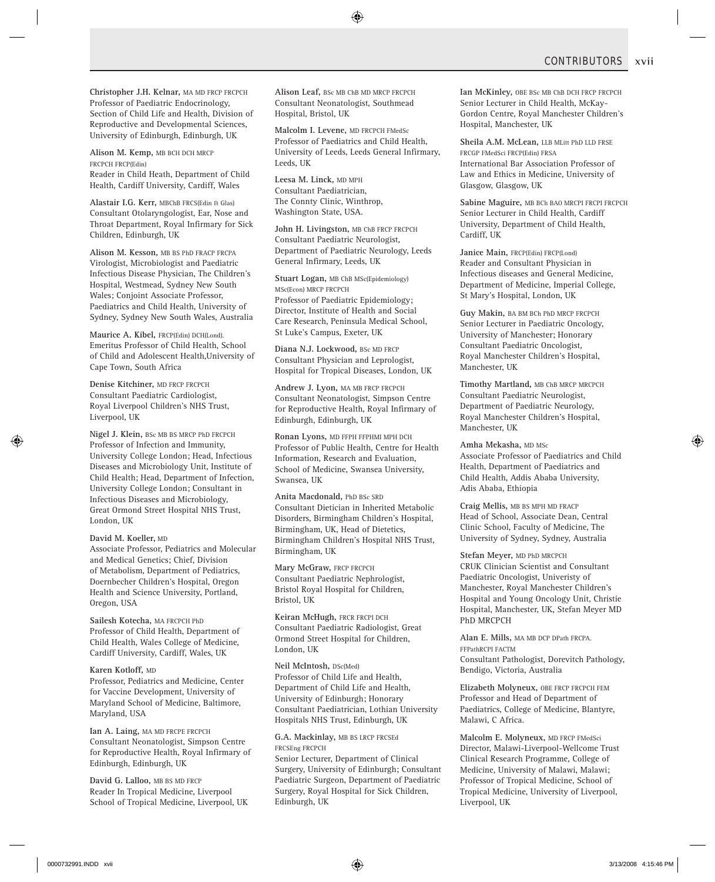**Christopher J.H. Kelnar,** MA MD FRCP FRCPCH
Professor of Paediatric Endocrinology, Section of Child Life and Health, Division of Reproductive and Developmental Sciences, University of Edinburgh, Edinburgh, UK

**Alison M. Kemp,** MB BCH DCH MRCP FRCPCH FRCP(Edin)
Reader in Child Heath, Department of Child Health, Cardiff University, Cardiff, Wales

**Alastair I.G. Kerr,** MBChB FRCS(Edin & Glas)
Consultant Otolaryngologist, Ear, Nose and Throat Department, Royal Infirmary for Sick Children, Edinburgh, UK

**Alison M. Kesson,** MB BS PhD FRACP FRCPA
Virologist, Microbiologist and Paediatric Infectious Disease Physician, The Children's Hospital, Westmead, Sydney New South Wales; Conjoint Associate Professor, Paediatrics and Child Health, University of Sydney, Sydney New South Wales, Australia

**Maurice A. Kibel,** FRCP(Edin) DCH(Lond).
Emeritus Professor of Child Health, School of Child and Adolescent Health,University of Cape Town, South Africa

**Denise Kitchiner,** MD FRCP FRCPCH
Consultant Paediatric Cardiologist, Royal Liverpool Children's NHS Trust, Liverpool, UK

**Nigel J. Klein,** BSc MB BS MRCP PhD FRCPCH
Professor of Infection and Immunity, University College London; Head, Infectious Diseases and Microbiology Unit, Institute of Child Health; Head, Department of Infection, University College London; Consultant in Infectious Diseases and Microbiology, Great Ormond Street Hospital NHS Trust, London, UK

**David M. Koeller,** MD
Associate Professor, Pediatrics and Molecular and Medical Genetics; Chief, Division of Metabolism, Department of Pediatrics, Doernbecher Children's Hospital, Oregon Health and Science University, Portland, Oregon, USA

**Sailesh Kotecha,** MA FRCPCH PhD
Professor of Child Health, Department of Child Health, Wales College of Medicine, Cardiff University, Cardiff, Wales, UK

**Karen Kotloff,** MD
Professor, Pediatrics and Medicine, Center for Vaccine Development, University of Maryland School of Medicine, Baltimore, Maryland, USA

**Ian A. Laing,** MA MD FRCPE FRCPCH
Consultant Neonatologist, Simpson Centre for Reproductive Health, Royal Infirmary of Edinburgh, Edinburgh, UK

**David G. Lalloo,** MB BS MD FRCP
Reader In Tropical Medicine, Liverpool School of Tropical Medicine, Liverpool, UK

**Alison Leaf,** BSc MB ChB MD MRCP FRCPCH
Consultant Neonatologist, Southmead Hospital, Bristol, UK

**Malcolm I. Levene,** MD FRCPCH FMedSc
Professor of Paediatrics and Child Health, University of Leeds, Leeds General Infirmary, Leeds, UK

**Leesa M. Linck,** MD MPH
Consultant Paediatrician, The Connty Clinic, Winthrop, Washington State, USA.

**John H. Livingston,** MB ChB FRCP FRCPCH
Consultant Paediatric Neurologist, Department of Paediatric Neurology, Leeds General Infirmary, Leeds, UK

**Stuart Logan,** MB ChB MSc(Epidemiology) MSc(Econ) MRCP FRCPCH
Professor of Paediatric Epidemiology; Director, Institute of Health and Social Care Research, Peninsula Medical School, St Luke's Campus, Exeter, UK

**Diana N.J. Lockwood,** BSc MD FRCP
Consultant Physician and Leprologist, Hospital for Tropical Diseases, London, UK

**Andrew J. Lyon,** MA MB FRCP FRCPCH
Consultant Neonatologist, Simpson Centre for Reproductive Health, Royal Infirmary of Edinburgh, Edinburgh, UK

**Ronan Lyons,** MD FFPH FFPHMI MPH DCH
Professor of Public Health, Centre for Health Information, Research and Evaluation, School of Medicine, Swansea University, Swansea, UK

**Anita Macdonald,** PhD BSc SRD
Consultant Dietician in Inherited Metabolic Disorders, Birmingham Children's Hospital, Birmingham, UK, Head of Dietetics, Birmingham Children's Hospital NHS Trust, Birmingham, UK

**Mary McGraw,** FRCP FRCPCH
Consultant Paediatric Nephrologist, Bristol Royal Hospital for Children, Bristol, UK

**Keiran McHugh,** FRCR FRCPI DCH
Consultant Paediatric Radiologist, Great Ormond Street Hospital for Children, London, UK

**Neil McIntosh,** DSc(Med)
Professor of Child Life and Health, Department of Child Life and Health, University of Edinburgh; Honorary Consultant Paediatrician, Lothian University Hospitals NHS Trust, Edinburgh, UK

**G.A. Mackinlay,** MB BS LRCP FRCSEd FRCSEng FRCPCH
Senior Lecturer, Department of Clinical Surgery, University of Edinburgh; Consultant Paediatric Surgeon, Department of Paediatric Surgery, Royal Hospital for Sick Children, Edinburgh, UK

**Ian McKinley,** OBE BSc MB ChB DCH FRCP FRCPCH
Senior Lecturer in Child Health, McKay-Gordon Centre, Royal Manchester Children's Hospital, Manchester, UK

**Sheila A.M. McLean,** LLB MLitt PhD LLD FRSE FRCGP FMedSci FRCP(Edin) FRSA
International Bar Association Professor of Law and Ethics in Medicine, University of Glasgow, Glasgow, UK

**Sabine Maguire,** MB BCh BAO MRCPI FRCPI FRCPCH
Senior Lecturer in Child Health, Cardiff University, Department of Child Health, Cardiff, UK

**Janice Main,** FRCP(Edin) FRCP(Lond)
Reader and Consultant Physician in Infectious diseases and General Medicine, Department of Medicine, Imperial College, St Mary's Hospital, London, UK

**Guy Makin,** BA BM BCh PhD MRCP FRCPCH
Senior Lecturer in Paediatric Oncology, University of Manchester; Honorary Consultant Paediatric Oncologist, Royal Manchester Children's Hospital, Manchester, UK

**Timothy Martland,** MB ChB MRCP MRCPCH
Consultant Paediatric Neurologist, Department of Paediatric Neurology, Royal Manchester Children's Hospital, Manchester, UK

**Amha Mekasha,** MD MSc
Associate Professor of Paediatrics and Child Health, Department of Paediatrics and Child Health, Addis Ababa University, Adis Ababa, Ethiopia

**Craig Mellis,** MB BS MPH MD FRACP
Head of School, Associate Dean, Central Clinic School, Faculty of Medicine, The University of Sydney, Sydney, Australia

**Stefan Meyer,** MD PhD MRCPCH
CRUK Clinician Scientist and Consultant Paediatric Oncologist, Univeristy of Manchester, Royal Manchester Children's Hospital and Young Oncology Unit, Christie Hospital, Manchester, UK, Stefan Meyer MD PhD MRCPCH

**Alan E. Mills,** MA MB DCP DPath FRCPA. FFPathRCPI FACTM
Consultant Pathologist, Dorevitch Pathology, Bendigo, Victoria, Australia

**Elizabeth Molyneux,** OBE FRCP FRCPCH FEM
Professor and Head of Department of Paediatrics, College of Medicine, Blantyre, Malawi, C Africa.

**Malcolm E. Molyneux,** MD FRCP FMedSci
Director, Malawi-Liverpool-Wellcome Trust Clinical Research Programme, College of Medicine, University of Malawi, Malawi; Professor of Tropical Medicine, School of Tropical Medicine, University of Liverpool, Liverpool, UK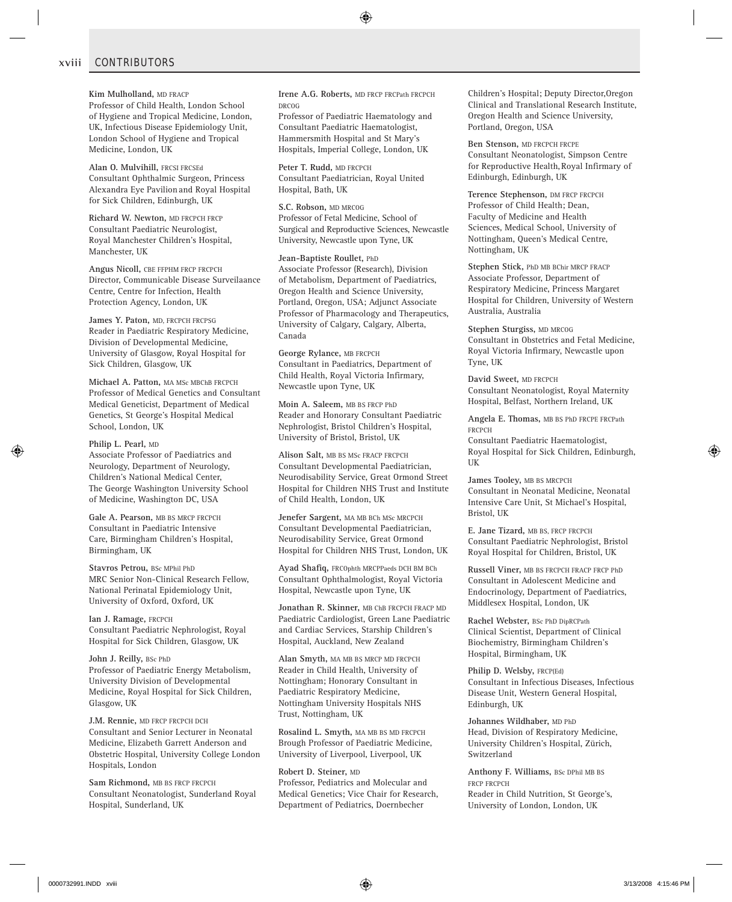## CONTRIBUTORS

**Kim Mulholland,** MD FRACP
Professor of Child Health, London School of Hygiene and Tropical Medicine, London, UK, Infectious Disease Epidemiology Unit, London School of Hygiene and Tropical Medicine, London, UK

**Alan O. Mulvihill,** FRCSI FRCSEd
Consultant Ophthalmic Surgeon, Princess Alexandra Eye Pavilion and Royal Hospital for Sick Children, Edinburgh, UK

**Richard W. Newton,** MD FRCPCH FRCP
Consultant Paediatric Neurologist, Royal Manchester Children's Hospital, Manchester, UK

**Angus Nicoll,** CBE FFPHM FRCP FRCPCH
Director, Communicable Disease Surveilaance Centre, Centre for Infection, Health Protection Agency, London, UK

**James Y. Paton,** MD, FRCPCH FRCPSG
Reader in Paediatric Respiratory Medicine, Division of Developmental Medicine, University of Glasgow, Royal Hospital for Sick Children, Glasgow, UK

**Michael A. Patton,** MA MSc MBChB FRCPCH
Professor of Medical Genetics and Consultant Medical Geneticist, Department of Medical Genetics, St George's Hospital Medical School, London, UK

**Philip L. Pearl,** MD
Associate Professor of Paediatrics and Neurology, Department of Neurology, Children's National Medical Center, The George Washington University School of Medicine, Washington DC, USA

**Gale A. Pearson,** MB BS MRCP FRCPCH
Consultant in Paediatric Intensive Care, Birmingham Children's Hospital, Birmingham, UK

**Stavros Petrou,** BSc MPhil PhD
MRC Senior Non-Clinical Research Fellow, National Perinatal Epidemiology Unit, University of Oxford, Oxford, UK

**Ian J. Ramage,** FRCPCH
Consultant Paediatric Nephrologist, Royal Hospital for Sick Children, Glasgow, UK

**John J. Reilly,** BSc PhD
Professor of Paediatric Energy Metabolism, University Division of Developmental Medicine, Royal Hospital for Sick Children, Glasgow, UK

**J.M. Rennie,** MD FRCP FRCPCH DCH
Consultant and Senior Lecturer in Neonatal Medicine, Elizabeth Garrett Anderson and Obstetric Hospital, University College London Hospitals, London

**Sam Richmond,** MB BS FRCP FRCPCH
Consultant Neonatologist, Sunderland Royal Hospital, Sunderland, UK

**Irene A.G. Roberts,** MD FRCP FRCPath FRCPCH DRCOG
Professor of Paediatric Haematology and Consultant Paediatric Haematologist, Hammersmith Hospital and St Mary's Hospitals, Imperial College, London, UK

**Peter T. Rudd,** MD FRCPCH
Consultant Paediatrician, Royal United Hospital, Bath, UK

**S.C. Robson,** MD MRCOG
Professor of Fetal Medicine, School of Surgical and Reproductive Sciences, Newcastle University, Newcastle upon Tyne, UK

**Jean-Baptiste Roullet,** PhD
Associate Professor (Research), Division of Metabolism, Department of Paediatrics, Oregon Health and Science University, Portland, Oregon, USA; Adjunct Associate Professor of Pharmacology and Therapeutics, University of Calgary, Calgary, Alberta, Canada

**George Rylance,** MB FRCPCH
Consultant in Paediatrics, Department of Child Health, Royal Victoria Infirmary, Newcastle upon Tyne, UK

**Moin A. Saleem,** MB BS FRCP PhD
Reader and Honorary Consultant Paediatric Nephrologist, Bristol Children's Hospital, University of Bristol, Bristol, UK

**Alison Salt,** MB BS MSc FRACP FRCPCH
Consultant Developmental Paediatrician, Neurodisability Service, Great Ormond Street Hospital for Children NHS Trust and Institute of Child Health, London, UK

**Jenefer Sargent,** MA MB BCh MSc MRCPCH
Consultant Developmental Paediatrician, Neurodisability Service, Great Ormond Hospital for Children NHS Trust, London, UK

**Ayad Shafiq,** FRCOphth MRCPPaeds DCH BM BCh
Consultant Ophthalmologist, Royal Victoria Hospital, Newcastle upon Tyne, UK

**Jonathan R. Skinner,** MB ChB FRCPCH FRACP MD
Paediatric Cardiologist, Green Lane Paediatric and Cardiac Services, Starship Children's Hospital, Auckland, New Zealand

**Alan Smyth,** MA MB BS MRCP MD FRCPCH
Reader in Child Health, University of Nottingham; Honorary Consultant in Paediatric Respiratory Medicine, Nottingham University Hospitals NHS Trust, Nottingham, UK

**Rosalind L. Smyth,** MA MB BS MD FRCPCH
Brough Professor of Paediatric Medicine, University of Liverpool, Liverpool, UK

**Robert D. Steiner,** MD
Professor, Pediatrics and Molecular and Medical Genetics; Vice Chair for Research, Department of Pediatrics, Doernbecher Children's Hospital; Deputy Director,Oregon Clinical and Translational Research Institute, Oregon Health and Science University, Portland, Oregon, USA

**Ben Stenson,** MD FRCPCH FRCPE
Consultant Neonatologist, Simpson Centre for Reproductive Health, Royal Infirmary of Edinburgh, Edinburgh, UK

**Terence Stephenson,** DM FRCP FRCPCH
Professor of Child Health; Dean, Faculty of Medicine and Health Sciences, Medical School, University of Nottingham, Queen's Medical Centre, Nottingham, UK

**Stephen Stick,** PhD MB BChir MRCP FRACP
Associate Professor, Department of Respiratory Medicine, Princess Margaret Hospital for Children, University of Western Australia, Australia

**Stephen Sturgiss,** MD MRCOG
Consultant in Obstetrics and Fetal Medicine, Royal Victoria Infirmary, Newcastle upon Tyne, UK

**David Sweet,** MD FRCPCH
Consultant Neonatologist, Royal Maternity Hospital, Belfast, Northern Ireland, UK

**Angela E. Thomas,** MB BS PhD FRCPE FRCPath FRCPCH
Consultant Paediatric Haematologist, Royal Hospital for Sick Children, Edinburgh, UK

**James Tooley,** MB BS MRCPCH
Consultant in Neonatal Medicine, Neonatal Intensive Care Unit, St Michael's Hospital, Bristol, UK

**E. Jane Tizard,** MB BS, FRCP FRCPCH
Consultant Paediatric Nephrologist, Bristol Royal Hospital for Children, Bristol, UK

**Russell Viner,** MB BS FRCPCH FRACP FRCP PhD
Consultant in Adolescent Medicine and Endocrinology, Department of Paediatrics, Middlesex Hospital, London, UK

**Rachel Webster,** BSc PhD DipRCPath
Clinical Scientist, Department of Clinical Biochemistry, Birmingham Children's Hospital, Birmingham, UK

**Philip D. Welsby,** FRCP(Ed)
Consultant in Infectious Diseases, Infectious Disease Unit, Western General Hospital, Edinburgh, UK

**Johannes Wildhaber,** MD PhD
Head, Division of Respiratory Medicine, University Children's Hospital, Zürich, Switzerland

**Anthony F. Williams,** BSc DPhil MB BS FRCP FRCPCH
Reader in Child Nutrition, St George's, University of London, London, UK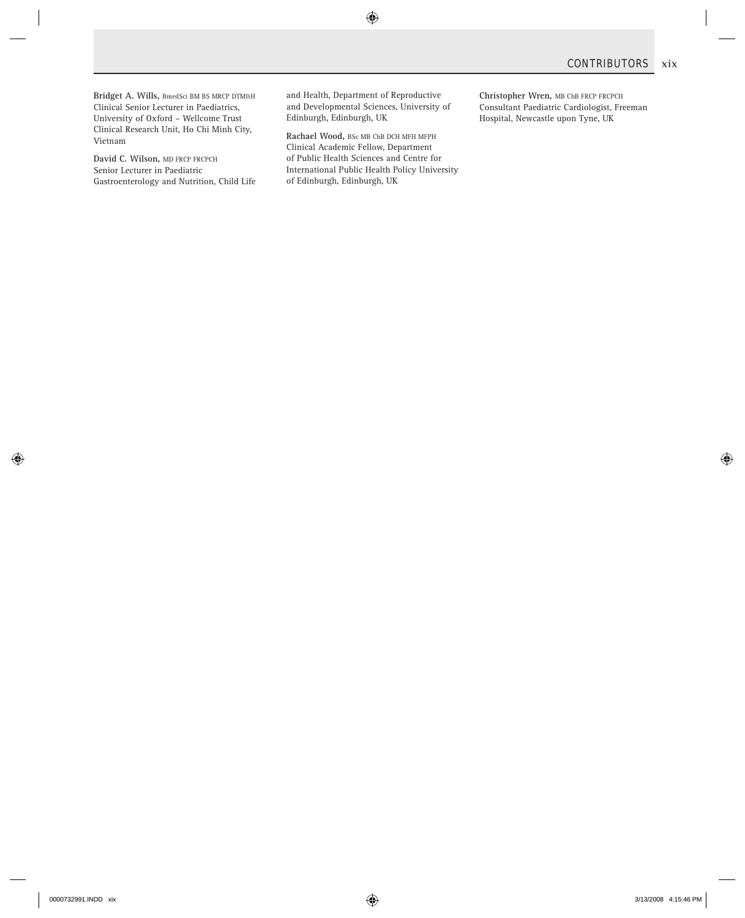**Bridget A. Wills,** BmedSci BM BS MRCP DTM&H
Clinical Senior Lecturer in Paediatrics, University of Oxford – Wellcome Trust Clinical Research Unit, Ho Chi Minh City, Vietnam

**David C. Wilson,** MD FRCP FRCPCH
Senior Lecturer in Paediatric Gastroenterology and Nutrition, Child Life and Health, Department of Reproductive and Developmental Sciences, University of Edinburgh, Edinburgh, UK

**Rachael Wood,** BSc MB ChB DCH MFH MFPH
Clinical Academic Fellow, Department of Public Health Sciences and Centre for International Public Health Policy University of Edinburgh, Edinburgh, UK

**Christopher Wren,** MB ChB FRCP FRCPCH
Consultant Paediatric Cardiologist, Freeman Hospital, Newcastle upon Tyne, UK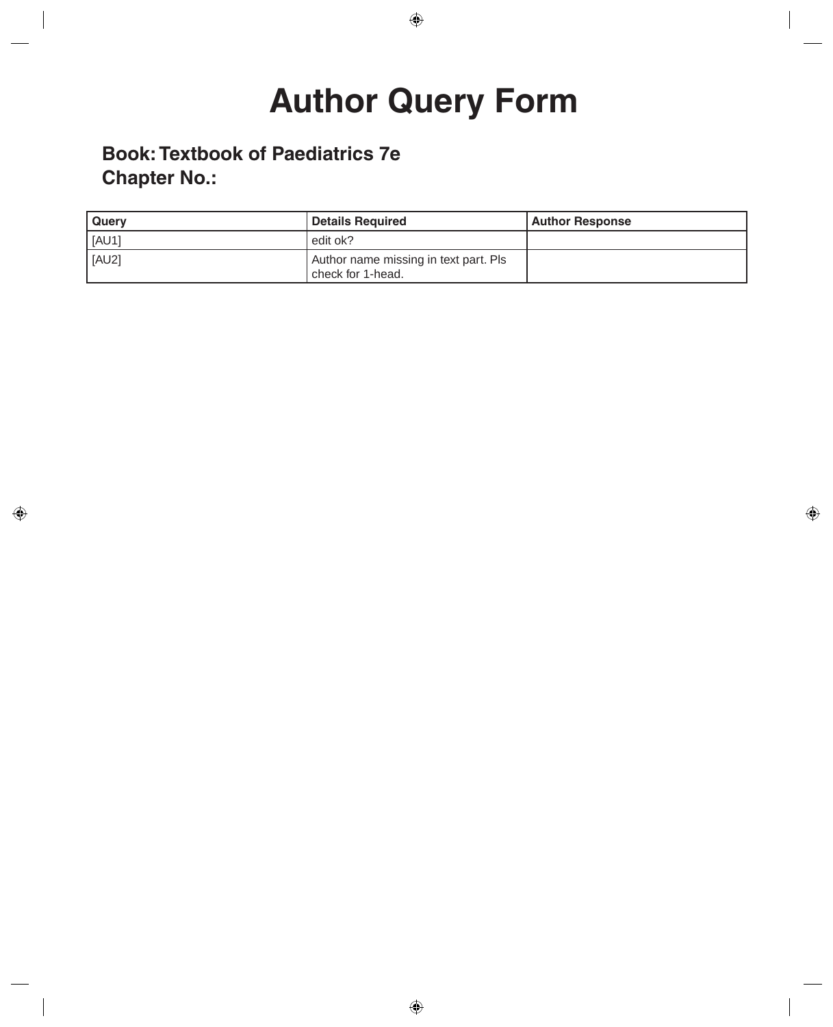# Author Query Form

## Book: Textbook of Paediatrics 7e
## Chapter No.:

| Query | Details Required | Author Response |
|---|---|---|
| [AU1] | edit ok? | |
| [AU2] | Author name missing in text part. Pls check for 1-head. | |